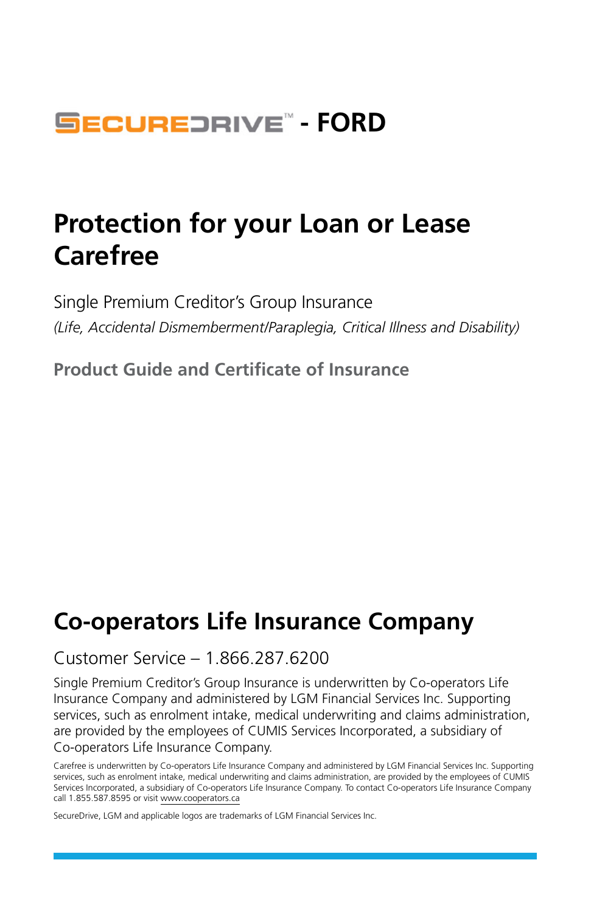# SECUREDRIVE™ - FORD

# Protection for your Loan or Lease Carefree

Single Premium Creditor's Group Insurance

*(Life, Accidental Dismemberment/Paraplegia, Critical Illness and Disability)*

**Product Guide and Certificate of Insurance**

## Co-operators Life Insurance Company

Customer Service – 1.866.287.6200

Single Premium Creditor's Group Insurance is underwritten by Co-operators Life Insurance Company and administered by LGM Financial Services Inc. Supporting services, such as enrolment intake, medical underwriting and claims administration, are provided by the employees of CUMIS Services Incorporated, a subsidiary of Co-operators Life Insurance Company.

Carefree is underwritten by Co-operators Life Insurance Company and administered by LGM Financial Services Inc. Supporting services, such as enrolment intake, medical underwriting and claims administration, are provided by the employees of CUMIS Services Incorporated, a subsidiary of Co-operators Life Insurance Company. To contact Co-operators Life Insurance Company call 1.855.587.8595 or visit www.cooperators.ca

SecureDrive, LGM and applicable logos are trademarks of LGM Financial Services Inc.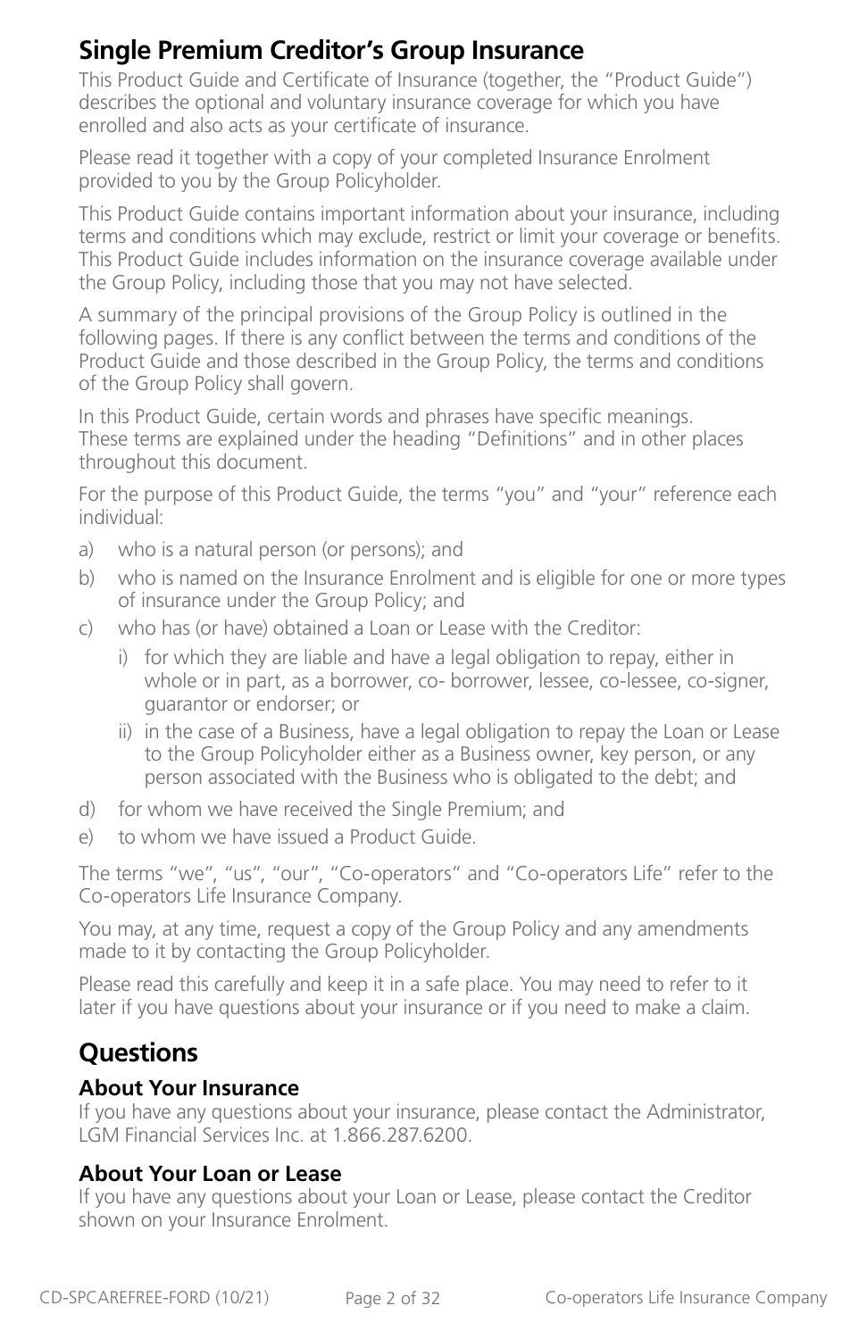## Single Premium Creditor's Group Insurance

This Product Guide and Certificate of Insurance (together, the "Product Guide") describes the optional and voluntary insurance coverage for which you have enrolled and also acts as your certificate of insurance.

Please read it together with a copy of your completed Insurance Enrolment provided to you by the Group Policyholder.

This Product Guide contains important information about your insurance, including terms and conditions which may exclude, restrict or limit your coverage or benefits. This Product Guide includes information on the insurance coverage available under the Group Policy, including those that you may not have selected.

A summary of the principal provisions of the Group Policy is outlined in the following pages. If there is any conflict between the terms and conditions of the Product Guide and those described in the Group Policy, the terms and conditions of the Group Policy shall govern.

In this Product Guide, certain words and phrases have specific meanings. These terms are explained under the heading "Definitions" and in other places throughout this document.

For the purpose of this Product Guide, the terms "you" and "your" reference each individual:

a) who is a natural person (or persons); and
b) who is named on the Insurance Enrolment and is eligible for one or more types of insurance under the Group Policy; and
c) who has (or have) obtained a Loan or Lease with the Creditor:
   i) for which they are liable and have a legal obligation to repay, either in whole or in part, as a borrower, co- borrower, lessee, co-lessee, co-signer, guarantor or endorser; or
   ii) in the case of a Business, have a legal obligation to repay the Loan or Lease to the Group Policyholder either as a Business owner, key person, or any person associated with the Business who is obligated to the debt; and
d) for whom we have received the Single Premium; and
e) to whom we have issued a Product Guide.

The terms "we", "us", "our", "Co-operators" and "Co-operators Life" refer to the Co-operators Life Insurance Company.

You may, at any time, request a copy of the Group Policy and any amendments made to it by contacting the Group Policyholder.

Please read this carefully and keep it in a safe place. You may need to refer to it later if you have questions about your insurance or if you need to make a claim.

## Questions

### About Your Insurance

If you have any questions about your insurance, please contact the Administrator, LGM Financial Services Inc. at 1.866.287.6200.

### About Your Loan or Lease

If you have any questions about your Loan or Lease, please contact the Creditor shown on your Insurance Enrolment.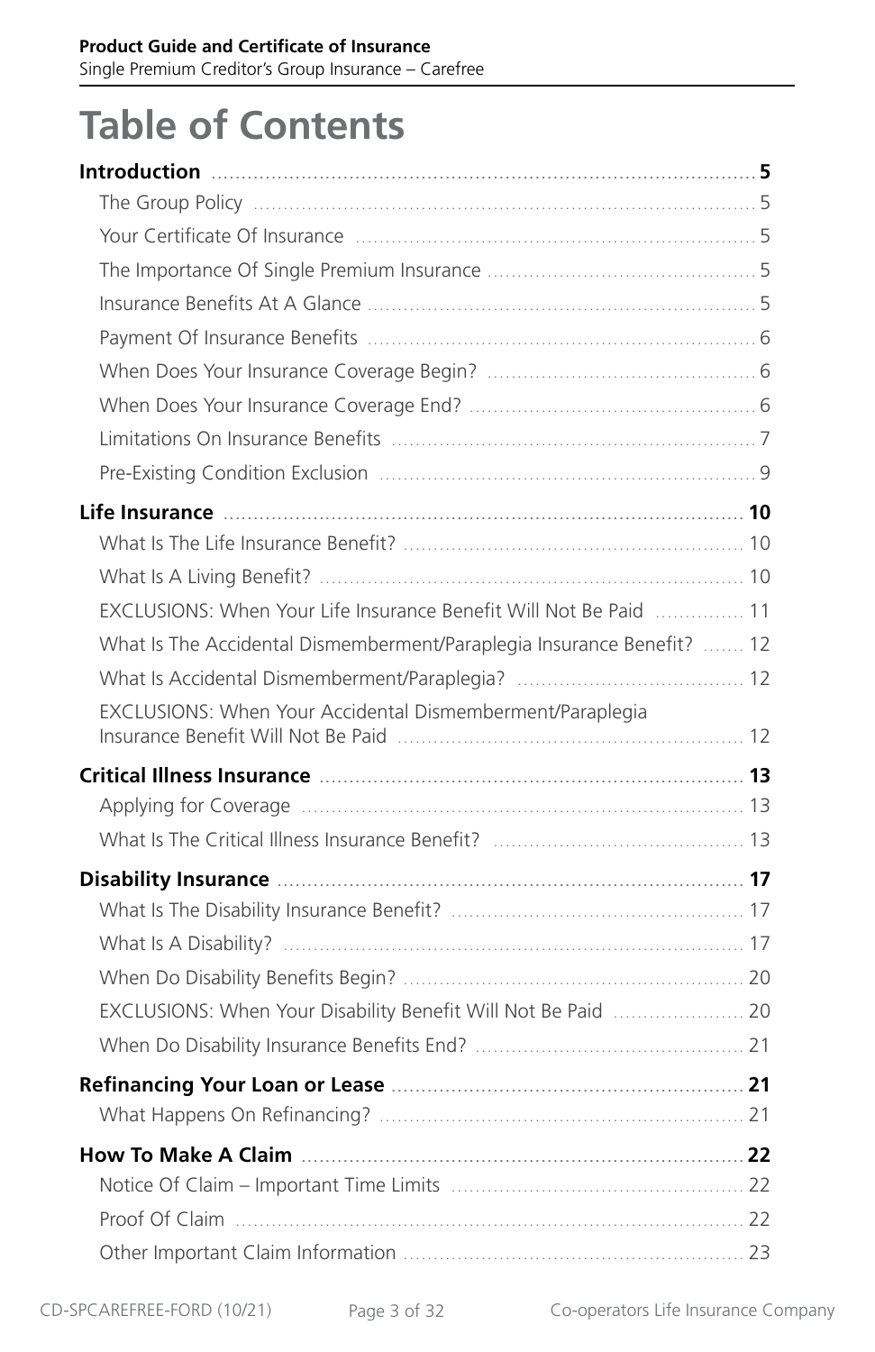# Table of Contents

**Introduction** .......... **5**

- The Group Policy .......... 5
- Your Certificate Of Insurance .......... 5
- The Importance Of Single Premium Insurance .......... 5
- Insurance Benefits At A Glance .......... 5
- Payment Of Insurance Benefits .......... 6
- When Does Your Insurance Coverage Begin? .......... 6
- When Does Your Insurance Coverage End? .......... 6
- Limitations On Insurance Benefits .......... 7
- Pre-Existing Condition Exclusion .......... 9

**Life Insurance** .......... **10**

- What Is The Life Insurance Benefit? .......... 10
- What Is A Living Benefit? .......... 10
- EXCLUSIONS: When Your Life Insurance Benefit Will Not Be Paid .......... 11
- What Is The Accidental Dismemberment/Paraplegia Insurance Benefit? .......... 12
- What Is Accidental Dismemberment/Paraplegia? .......... 12
- EXCLUSIONS: When Your Accidental Dismemberment/Paraplegia Insurance Benefit Will Not Be Paid .......... 12

**Critical Illness Insurance** .......... **13**

- Applying for Coverage .......... 13
- What Is The Critical Illness Insurance Benefit? .......... 13

**Disability Insurance** .......... **17**

- What Is The Disability Insurance Benefit? .......... 17
- What Is A Disability? .......... 17
- When Do Disability Benefits Begin? .......... 20
- EXCLUSIONS: When Your Disability Benefit Will Not Be Paid .......... 20
- When Do Disability Insurance Benefits End? .......... 21

**Refinancing Your Loan or Lease** .......... **21**

- What Happens On Refinancing? .......... 21

**How To Make A Claim** .......... **22**

- Notice Of Claim – Important Time Limits .......... 22
- Proof Of Claim .......... 22
- Other Important Claim Information .......... 23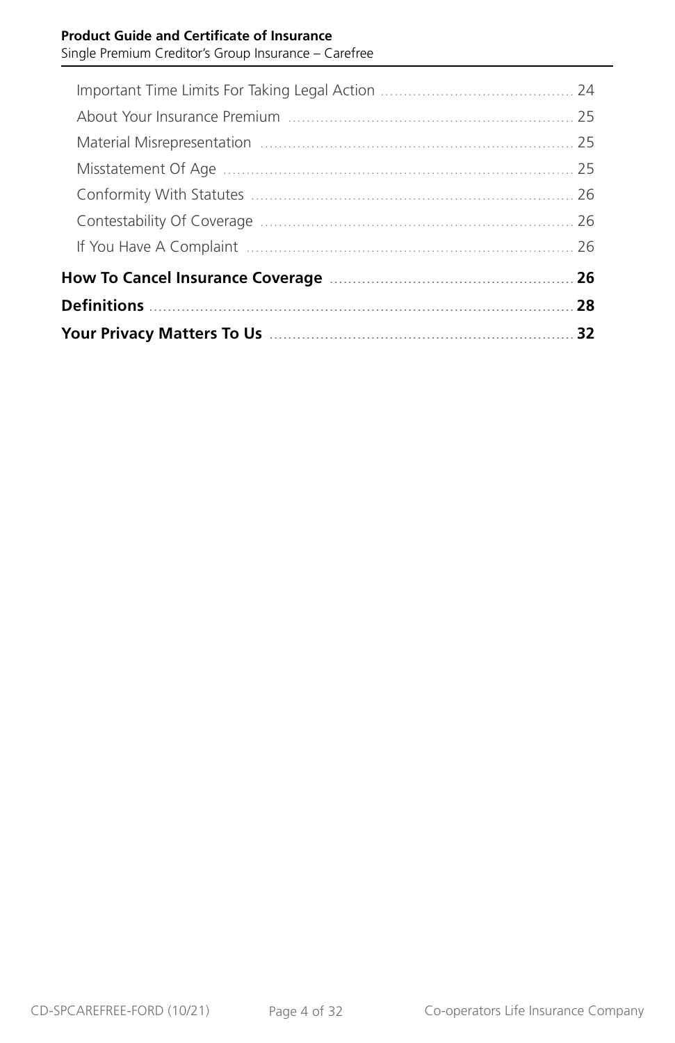Important Time Limits For Taking Legal Action ........ 24
About Your Insurance Premium ........ 25
Material Misrepresentation ........ 25
Misstatement Of Age ........ 25
Conformity With Statutes ........ 26
Contestability Of Coverage ........ 26
If You Have A Complaint ........ 26

**How To Cancel Insurance Coverage ........ 26**

**Definitions ........ 28**

**Your Privacy Matters To Us ........ 32**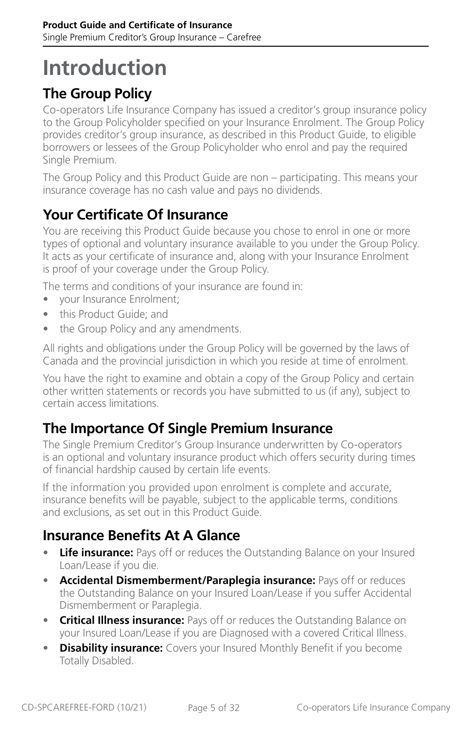# Introduction

## The Group Policy

Co-operators Life Insurance Company has issued a creditor's group insurance policy to the Group Policyholder specified on your Insurance Enrolment. The Group Policy provides creditor's group insurance, as described in this Product Guide, to eligible borrowers or lessees of the Group Policyholder who enrol and pay the required Single Premium.

The Group Policy and this Product Guide are non – participating. This means your insurance coverage has no cash value and pays no dividends.

## Your Certificate Of Insurance

You are receiving this Product Guide because you chose to enrol in one or more types of optional and voluntary insurance available to you under the Group Policy. It acts as your certificate of insurance and, along with your Insurance Enrolment is proof of your coverage under the Group Policy.

The terms and conditions of your insurance are found in:

- your Insurance Enrolment;
- this Product Guide; and
- the Group Policy and any amendments.

All rights and obligations under the Group Policy will be governed by the laws of Canada and the provincial jurisdiction in which you reside at time of enrolment.

You have the right to examine and obtain a copy of the Group Policy and certain other written statements or records you have submitted to us (if any), subject to certain access limitations.

## The Importance Of Single Premium Insurance

The Single Premium Creditor's Group Insurance underwritten by Co-operators is an optional and voluntary insurance product which offers security during times of financial hardship caused by certain life events.

If the information you provided upon enrolment is complete and accurate, insurance benefits will be payable, subject to the applicable terms, conditions and exclusions, as set out in this Product Guide.

## Insurance Benefits At A Glance

- **Life insurance:** Pays off or reduces the Outstanding Balance on your Insured Loan/Lease if you die.
- **Accidental Dismemberment/Paraplegia insurance:** Pays off or reduces the Outstanding Balance on your Insured Loan/Lease if you suffer Accidental Dismemberment or Paraplegia.
- **Critical Illness insurance:** Pays off or reduces the Outstanding Balance on your Insured Loan/Lease if you are Diagnosed with a covered Critical Illness.
- **Disability insurance:** Covers your Insured Monthly Benefit if you become Totally Disabled.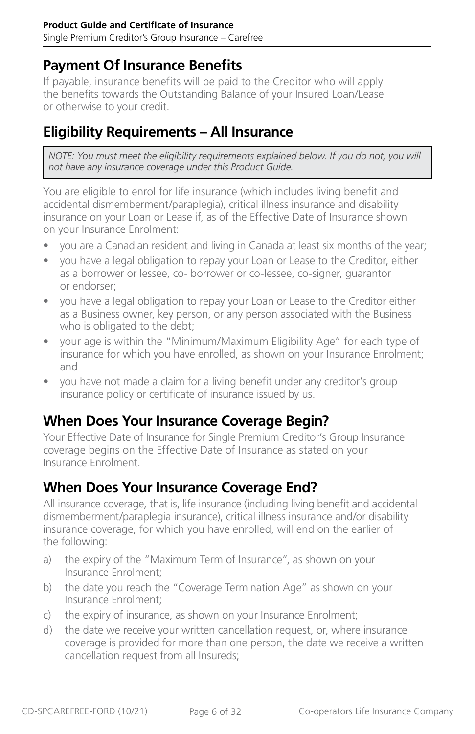## Payment Of Insurance Benefits

If payable, insurance benefits will be paid to the Creditor who will apply the benefits towards the Outstanding Balance of your Insured Loan/Lease or otherwise to your credit.

## Eligibility Requirements – All Insurance

> *NOTE: You must meet the eligibility requirements explained below. If you do not, you will not have any insurance coverage under this Product Guide.*

You are eligible to enrol for life insurance (which includes living benefit and accidental dismemberment/paraplegia), critical illness insurance and disability insurance on your Loan or Lease if, as of the Effective Date of Insurance shown on your Insurance Enrolment:

- you are a Canadian resident and living in Canada at least six months of the year;
- you have a legal obligation to repay your Loan or Lease to the Creditor, either as a borrower or lessee, co- borrower or co-lessee, co-signer, guarantor or endorser;
- you have a legal obligation to repay your Loan or Lease to the Creditor either as a Business owner, key person, or any person associated with the Business who is obligated to the debt;
- your age is within the "Minimum/Maximum Eligibility Age" for each type of insurance for which you have enrolled, as shown on your Insurance Enrolment; and
- you have not made a claim for a living benefit under any creditor's group insurance policy or certificate of insurance issued by us.

## When Does Your Insurance Coverage Begin?

Your Effective Date of Insurance for Single Premium Creditor's Group Insurance coverage begins on the Effective Date of Insurance as stated on your Insurance Enrolment.

## When Does Your Insurance Coverage End?

All insurance coverage, that is, life insurance (including living benefit and accidental dismemberment/paraplegia insurance), critical illness insurance and/or disability insurance coverage, for which you have enrolled, will end on the earlier of the following:

a) the expiry of the "Maximum Term of Insurance", as shown on your Insurance Enrolment;

b) the date you reach the "Coverage Termination Age" as shown on your Insurance Enrolment;

c) the expiry of insurance, as shown on your Insurance Enrolment;

d) the date we receive your written cancellation request, or, where insurance coverage is provided for more than one person, the date we receive a written cancellation request from all Insureds;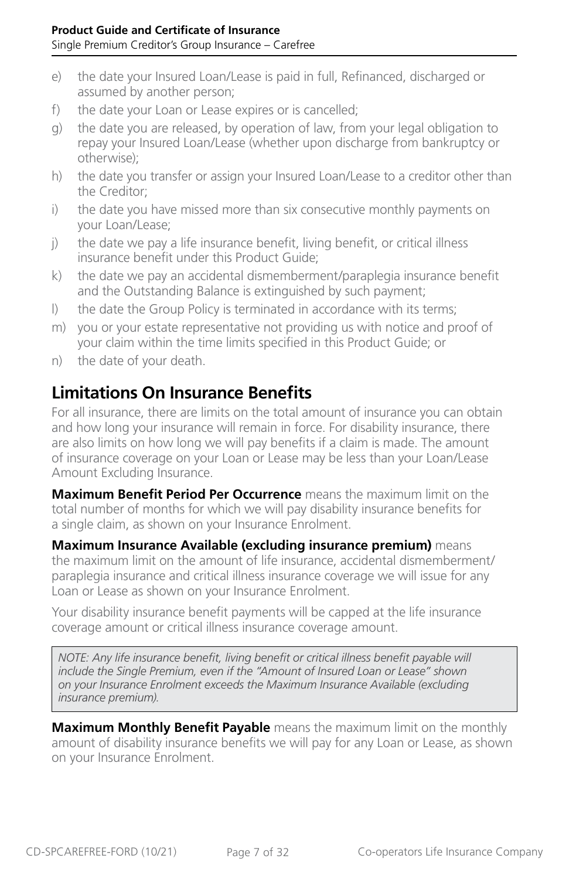e) the date your Insured Loan/Lease is paid in full, Refinanced, discharged or assumed by another person;

f) the date your Loan or Lease expires or is cancelled;

g) the date you are released, by operation of law, from your legal obligation to repay your Insured Loan/Lease (whether upon discharge from bankruptcy or otherwise);

h) the date you transfer or assign your Insured Loan/Lease to a creditor other than the Creditor;

i) the date you have missed more than six consecutive monthly payments on your Loan/Lease;

j) the date we pay a life insurance benefit, living benefit, or critical illness insurance benefit under this Product Guide;

k) the date we pay an accidental dismemberment/paraplegia insurance benefit and the Outstanding Balance is extinguished by such payment;

l) the date the Group Policy is terminated in accordance with its terms;

m) you or your estate representative not providing us with notice and proof of your claim within the time limits specified in this Product Guide; or

n) the date of your death.

## Limitations On Insurance Benefits

For all insurance, there are limits on the total amount of insurance you can obtain and how long your insurance will remain in force. For disability insurance, there are also limits on how long we will pay benefits if a claim is made. The amount of insurance coverage on your Loan or Lease may be less than your Loan/Lease Amount Excluding Insurance.

**Maximum Benefit Period Per Occurrence** means the maximum limit on the total number of months for which we will pay disability insurance benefits for a single claim, as shown on your Insurance Enrolment.

**Maximum Insurance Available (excluding insurance premium)** means the maximum limit on the amount of life insurance, accidental dismemberment/paraplegia insurance and critical illness insurance coverage we will issue for any Loan or Lease as shown on your Insurance Enrolment.

Your disability insurance benefit payments will be capped at the life insurance coverage amount or critical illness insurance coverage amount.

*NOTE: Any life insurance benefit, living benefit or critical illness benefit payable will include the Single Premium, even if the “Amount of Insured Loan or Lease” shown on your Insurance Enrolment exceeds the Maximum Insurance Available (excluding insurance premium).*

**Maximum Monthly Benefit Payable** means the maximum limit on the monthly amount of disability insurance benefits we will pay for any Loan or Lease, as shown on your Insurance Enrolment.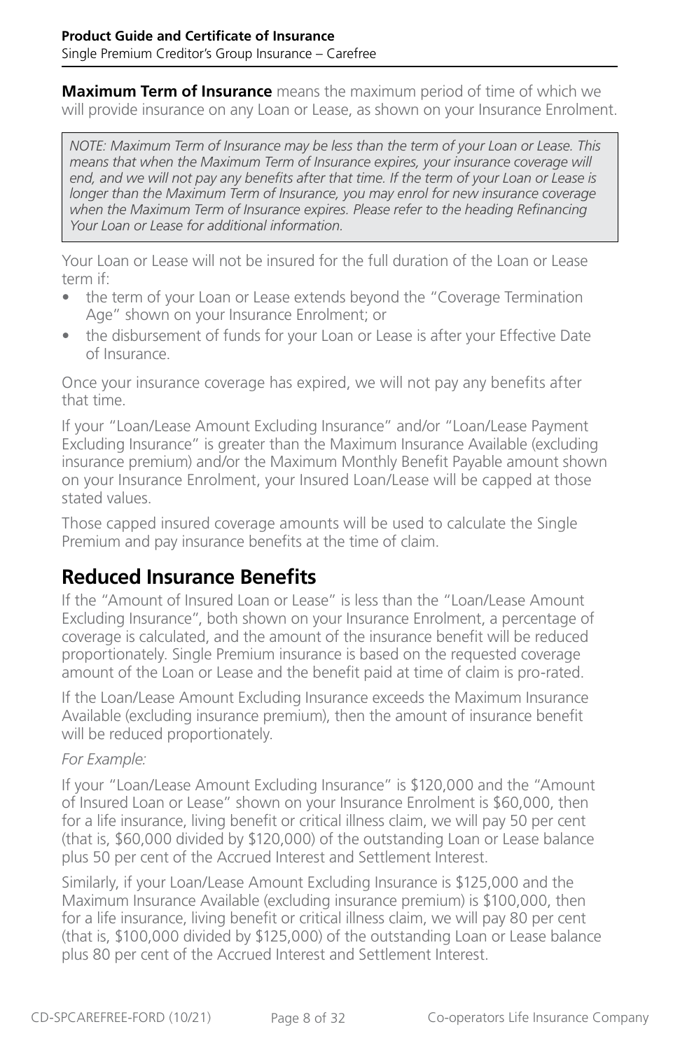**Maximum Term of Insurance** means the maximum period of time of which we will provide insurance on any Loan or Lease, as shown on your Insurance Enrolment.

> *NOTE: Maximum Term of Insurance may be less than the term of your Loan or Lease. This means that when the Maximum Term of Insurance expires, your insurance coverage will end, and we will not pay any benefits after that time. If the term of your Loan or Lease is longer than the Maximum Term of Insurance, you may enrol for new insurance coverage when the Maximum Term of Insurance expires. Please refer to the heading Refinancing Your Loan or Lease for additional information.*

Your Loan or Lease will not be insured for the full duration of the Loan or Lease term if:

- the term of your Loan or Lease extends beyond the "Coverage Termination Age" shown on your Insurance Enrolment; or
- the disbursement of funds for your Loan or Lease is after your Effective Date of Insurance.

Once your insurance coverage has expired, we will not pay any benefits after that time.

If your "Loan/Lease Amount Excluding Insurance" and/or "Loan/Lease Payment Excluding Insurance" is greater than the Maximum Insurance Available (excluding insurance premium) and/or the Maximum Monthly Benefit Payable amount shown on your Insurance Enrolment, your Insured Loan/Lease will be capped at those stated values.

Those capped insured coverage amounts will be used to calculate the Single Premium and pay insurance benefits at the time of claim.

## Reduced Insurance Benefits

If the "Amount of Insured Loan or Lease" is less than the "Loan/Lease Amount Excluding Insurance", both shown on your Insurance Enrolment, a percentage of coverage is calculated, and the amount of the insurance benefit will be reduced proportionately. Single Premium insurance is based on the requested coverage amount of the Loan or Lease and the benefit paid at time of claim is pro-rated.

If the Loan/Lease Amount Excluding Insurance exceeds the Maximum Insurance Available (excluding insurance premium), then the amount of insurance benefit will be reduced proportionately.

*For Example:*

If your "Loan/Lease Amount Excluding Insurance" is $120,000 and the "Amount of Insured Loan or Lease" shown on your Insurance Enrolment is $60,000, then for a life insurance, living benefit or critical illness claim, we will pay 50 per cent (that is, $60,000 divided by $120,000) of the outstanding Loan or Lease balance plus 50 per cent of the Accrued Interest and Settlement Interest.

Similarly, if your Loan/Lease Amount Excluding Insurance is $125,000 and the Maximum Insurance Available (excluding insurance premium) is $100,000, then for a life insurance, living benefit or critical illness claim, we will pay 80 per cent (that is, $100,000 divided by $125,000) of the outstanding Loan or Lease balance plus 80 per cent of the Accrued Interest and Settlement Interest.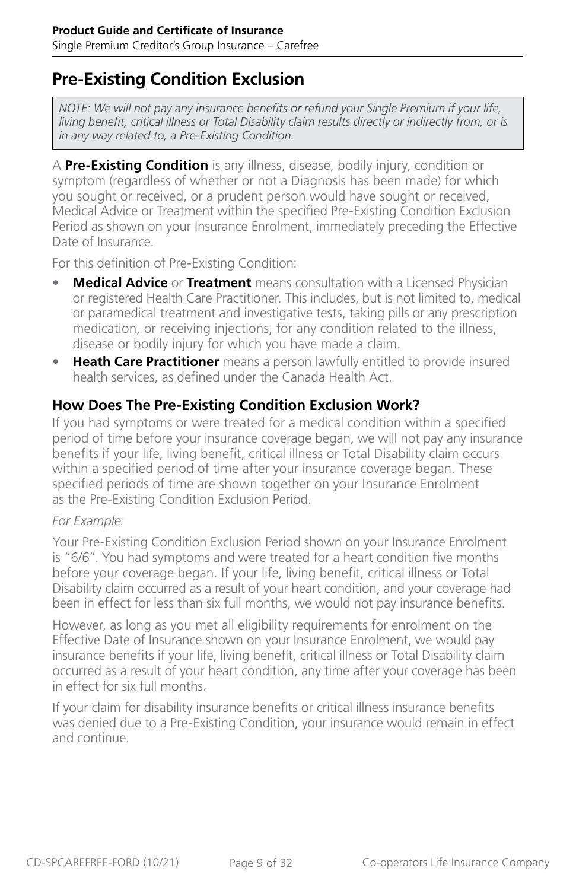## Pre-Existing Condition Exclusion

*NOTE: We will not pay any insurance benefits or refund your Single Premium if your life, living benefit, critical illness or Total Disability claim results directly or indirectly from, or is in any way related to, a Pre-Existing Condition.*

A **Pre-Existing Condition** is any illness, disease, bodily injury, condition or symptom (regardless of whether or not a Diagnosis has been made) for which you sought or received, or a prudent person would have sought or received, Medical Advice or Treatment within the specified Pre-Existing Condition Exclusion Period as shown on your Insurance Enrolment, immediately preceding the Effective Date of Insurance.

For this definition of Pre-Existing Condition:

- **Medical Advice** or **Treatment** means consultation with a Licensed Physician or registered Health Care Practitioner. This includes, but is not limited to, medical or paramedical treatment and investigative tests, taking pills or any prescription medication, or receiving injections, for any condition related to the illness, disease or bodily injury for which you have made a claim.
- **Heath Care Practitioner** means a person lawfully entitled to provide insured health services, as defined under the Canada Health Act.

### How Does The Pre-Existing Condition Exclusion Work?

If you had symptoms or were treated for a medical condition within a specified period of time before your insurance coverage began, we will not pay any insurance benefits if your life, living benefit, critical illness or Total Disability claim occurs within a specified period of time after your insurance coverage began. These specified periods of time are shown together on your Insurance Enrolment as the Pre-Existing Condition Exclusion Period.

*For Example:*

Your Pre-Existing Condition Exclusion Period shown on your Insurance Enrolment is "6/6". You had symptoms and were treated for a heart condition five months before your coverage began. If your life, living benefit, critical illness or Total Disability claim occurred as a result of your heart condition, and your coverage had been in effect for less than six full months, we would not pay insurance benefits.

However, as long as you met all eligibility requirements for enrolment on the Effective Date of Insurance shown on your Insurance Enrolment, we would pay insurance benefits if your life, living benefit, critical illness or Total Disability claim occurred as a result of your heart condition, any time after your coverage has been in effect for six full months.

If your claim for disability insurance benefits or critical illness insurance benefits was denied due to a Pre-Existing Condition, your insurance would remain in effect and continue.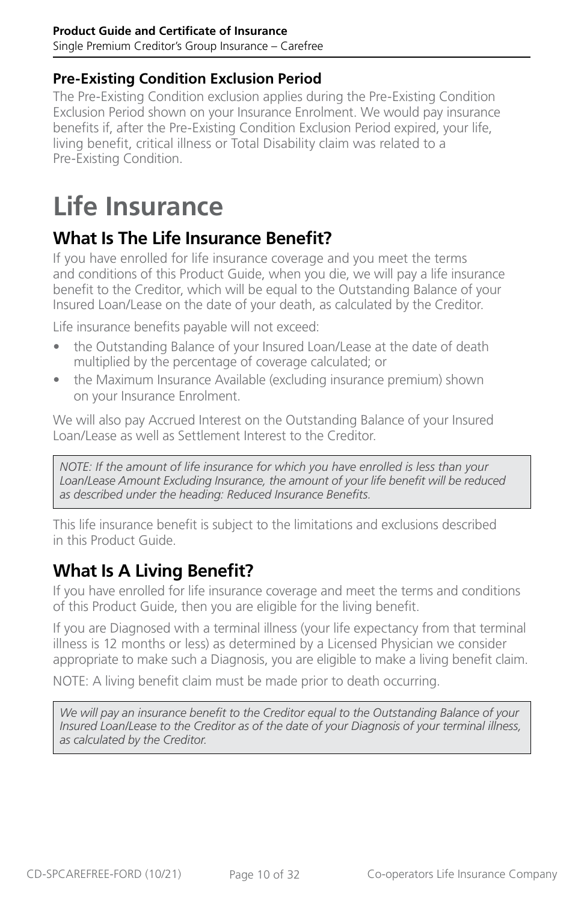### Pre-Existing Condition Exclusion Period

The Pre-Existing Condition exclusion applies during the Pre-Existing Condition Exclusion Period shown on your Insurance Enrolment. We would pay insurance benefits if, after the Pre-Existing Condition Exclusion Period expired, your life, living benefit, critical illness or Total Disability claim was related to a Pre-Existing Condition.

# Life Insurance

## What Is The Life Insurance Benefit?

If you have enrolled for life insurance coverage and you meet the terms and conditions of this Product Guide, when you die, we will pay a life insurance benefit to the Creditor, which will be equal to the Outstanding Balance of your Insured Loan/Lease on the date of your death, as calculated by the Creditor.

Life insurance benefits payable will not exceed:

- the Outstanding Balance of your Insured Loan/Lease at the date of death multiplied by the percentage of coverage calculated; or
- the Maximum Insurance Available (excluding insurance premium) shown on your Insurance Enrolment.

We will also pay Accrued Interest on the Outstanding Balance of your Insured Loan/Lease as well as Settlement Interest to the Creditor.

*NOTE: If the amount of life insurance for which you have enrolled is less than your Loan/Lease Amount Excluding Insurance, the amount of your life benefit will be reduced as described under the heading: Reduced Insurance Benefits.*

This life insurance benefit is subject to the limitations and exclusions described in this Product Guide.

## What Is A Living Benefit?

If you have enrolled for life insurance coverage and meet the terms and conditions of this Product Guide, then you are eligible for the living benefit.

If you are Diagnosed with a terminal illness (your life expectancy from that terminal illness is 12 months or less) as determined by a Licensed Physician we consider appropriate to make such a Diagnosis, you are eligible to make a living benefit claim.

NOTE: A living benefit claim must be made prior to death occurring.

*We will pay an insurance benefit to the Creditor equal to the Outstanding Balance of your Insured Loan/Lease to the Creditor as of the date of your Diagnosis of your terminal illness, as calculated by the Creditor.*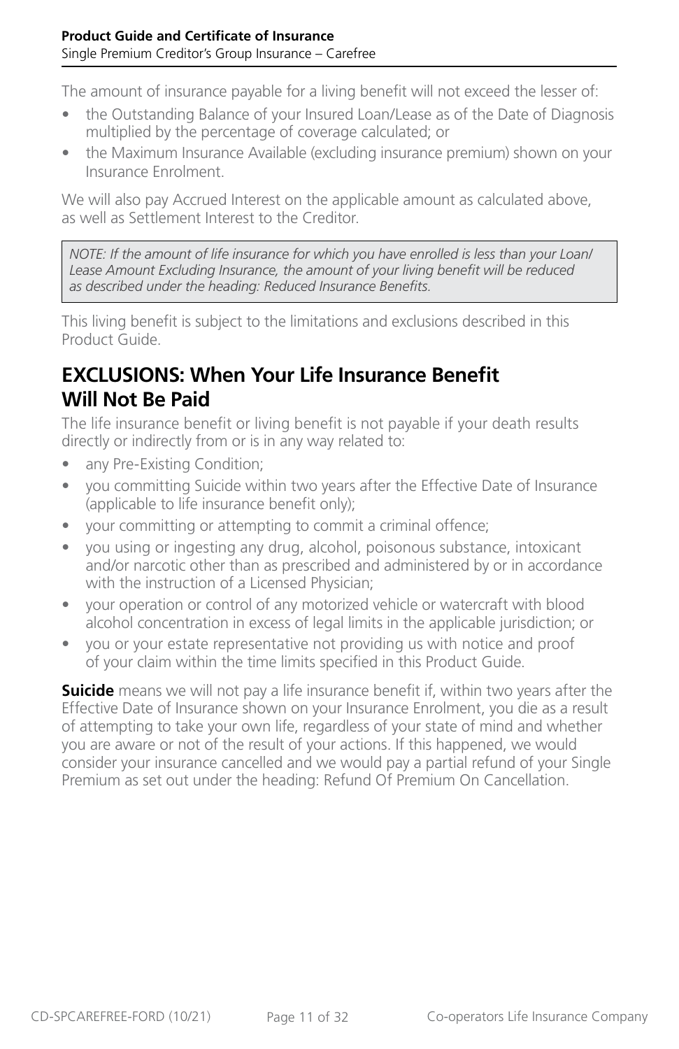The amount of insurance payable for a living benefit will not exceed the lesser of:

- the Outstanding Balance of your Insured Loan/Lease as of the Date of Diagnosis multiplied by the percentage of coverage calculated; or
- the Maximum Insurance Available (excluding insurance premium) shown on your Insurance Enrolment.

We will also pay Accrued Interest on the applicable amount as calculated above, as well as Settlement Interest to the Creditor.

> *NOTE: If the amount of life insurance for which you have enrolled is less than your Loan/Lease Amount Excluding Insurance, the amount of your living benefit will be reduced as described under the heading: Reduced Insurance Benefits.*

This living benefit is subject to the limitations and exclusions described in this Product Guide.

## EXCLUSIONS: When Your Life Insurance Benefit Will Not Be Paid

The life insurance benefit or living benefit is not payable if your death results directly or indirectly from or is in any way related to:

- any Pre-Existing Condition;
- you committing Suicide within two years after the Effective Date of Insurance (applicable to life insurance benefit only);
- your committing or attempting to commit a criminal offence;
- you using or ingesting any drug, alcohol, poisonous substance, intoxicant and/or narcotic other than as prescribed and administered by or in accordance with the instruction of a Licensed Physician;
- your operation or control of any motorized vehicle or watercraft with blood alcohol concentration in excess of legal limits in the applicable jurisdiction; or
- you or your estate representative not providing us with notice and proof of your claim within the time limits specified in this Product Guide.

**Suicide** means we will not pay a life insurance benefit if, within two years after the Effective Date of Insurance shown on your Insurance Enrolment, you die as a result of attempting to take your own life, regardless of your state of mind and whether you are aware or not of the result of your actions. If this happened, we would consider your insurance cancelled and we would pay a partial refund of your Single Premium as set out under the heading: Refund Of Premium On Cancellation.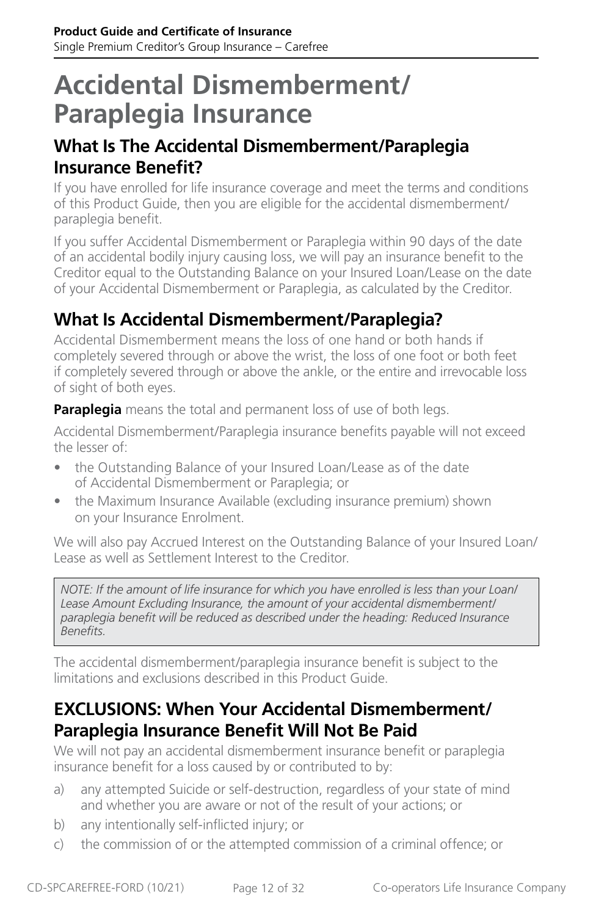# Accidental Dismemberment/ Paraplegia Insurance

## What Is The Accidental Dismemberment/Paraplegia Insurance Benefit?

If you have enrolled for life insurance coverage and meet the terms and conditions of this Product Guide, then you are eligible for the accidental dismemberment/ paraplegia benefit.

If you suffer Accidental Dismemberment or Paraplegia within 90 days of the date of an accidental bodily injury causing loss, we will pay an insurance benefit to the Creditor equal to the Outstanding Balance on your Insured Loan/Lease on the date of your Accidental Dismemberment or Paraplegia, as calculated by the Creditor.

## What Is Accidental Dismemberment/Paraplegia?

Accidental Dismemberment means the loss of one hand or both hands if completely severed through or above the wrist, the loss of one foot or both feet if completely severed through or above the ankle, or the entire and irrevocable loss of sight of both eyes.

**Paraplegia** means the total and permanent loss of use of both legs.

Accidental Dismemberment/Paraplegia insurance benefits payable will not exceed the lesser of:

- the Outstanding Balance of your Insured Loan/Lease as of the date of Accidental Dismemberment or Paraplegia; or
- the Maximum Insurance Available (excluding insurance premium) shown on your Insurance Enrolment.

We will also pay Accrued Interest on the Outstanding Balance of your Insured Loan/ Lease as well as Settlement Interest to the Creditor.

*NOTE: If the amount of life insurance for which you have enrolled is less than your Loan/ Lease Amount Excluding Insurance, the amount of your accidental dismemberment/ paraplegia benefit will be reduced as described under the heading: Reduced Insurance Benefits.*

The accidental dismemberment/paraplegia insurance benefit is subject to the limitations and exclusions described in this Product Guide.

## EXCLUSIONS: When Your Accidental Dismemberment/ Paraplegia Insurance Benefit Will Not Be Paid

We will not pay an accidental dismemberment insurance benefit or paraplegia insurance benefit for a loss caused by or contributed to by:

a) any attempted Suicide or self-destruction, regardless of your state of mind and whether you are aware or not of the result of your actions; or
b) any intentionally self-inflicted injury; or
c) the commission of or the attempted commission of a criminal offence; or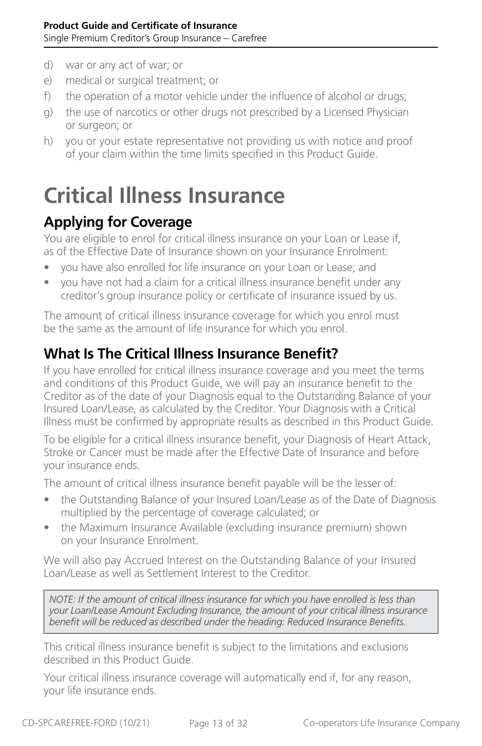d) war or any act of war; or
e) medical or surgical treatment; or
f) the operation of a motor vehicle under the influence of alcohol or drugs;
g) the use of narcotics or other drugs not prescribed by a Licensed Physician or surgeon; or
h) you or your estate representative not providing us with notice and proof of your claim within the time limits specified in this Product Guide.

# Critical Illness Insurance

## Applying for Coverage

You are eligible to enrol for critical illness insurance on your Loan or Lease if, as of the Effective Date of Insurance shown on your Insurance Enrolment:

- you have also enrolled for life insurance on your Loan or Lease; and
- you have not had a claim for a critical illness insurance benefit under any creditor's group insurance policy or certificate of insurance issued by us.

The amount of critical illness insurance coverage for which you enrol must be the same as the amount of life insurance for which you enrol.

## What Is The Critical Illness Insurance Benefit?

If you have enrolled for critical illness insurance coverage and you meet the terms and conditions of this Product Guide, we will pay an insurance benefit to the Creditor as of the date of your Diagnosis equal to the Outstanding Balance of your Insured Loan/Lease, as calculated by the Creditor. Your Diagnosis with a Critical Illness must be confirmed by appropriate results as described in this Product Guide.

To be eligible for a critical illness insurance benefit, your Diagnosis of Heart Attack, Stroke or Cancer must be made after the Effective Date of Insurance and before your insurance ends.

The amount of critical illness insurance benefit payable will be the lesser of:

- the Outstanding Balance of your Insured Loan/Lease as of the Date of Diagnosis multiplied by the percentage of coverage calculated; or
- the Maximum Insurance Available (excluding insurance premium) shown on your Insurance Enrolment.

We will also pay Accrued Interest on the Outstanding Balance of your Insured Loan/Lease as well as Settlement Interest to the Creditor.

*NOTE: If the amount of critical illness insurance for which you have enrolled is less than your Loan/Lease Amount Excluding Insurance, the amount of your critical illness insurance benefit will be reduced as described under the heading: Reduced Insurance Benefits.*

This critical illness insurance benefit is subject to the limitations and exclusions described in this Product Guide.

Your critical illness insurance coverage will automatically end if, for any reason, your life insurance ends.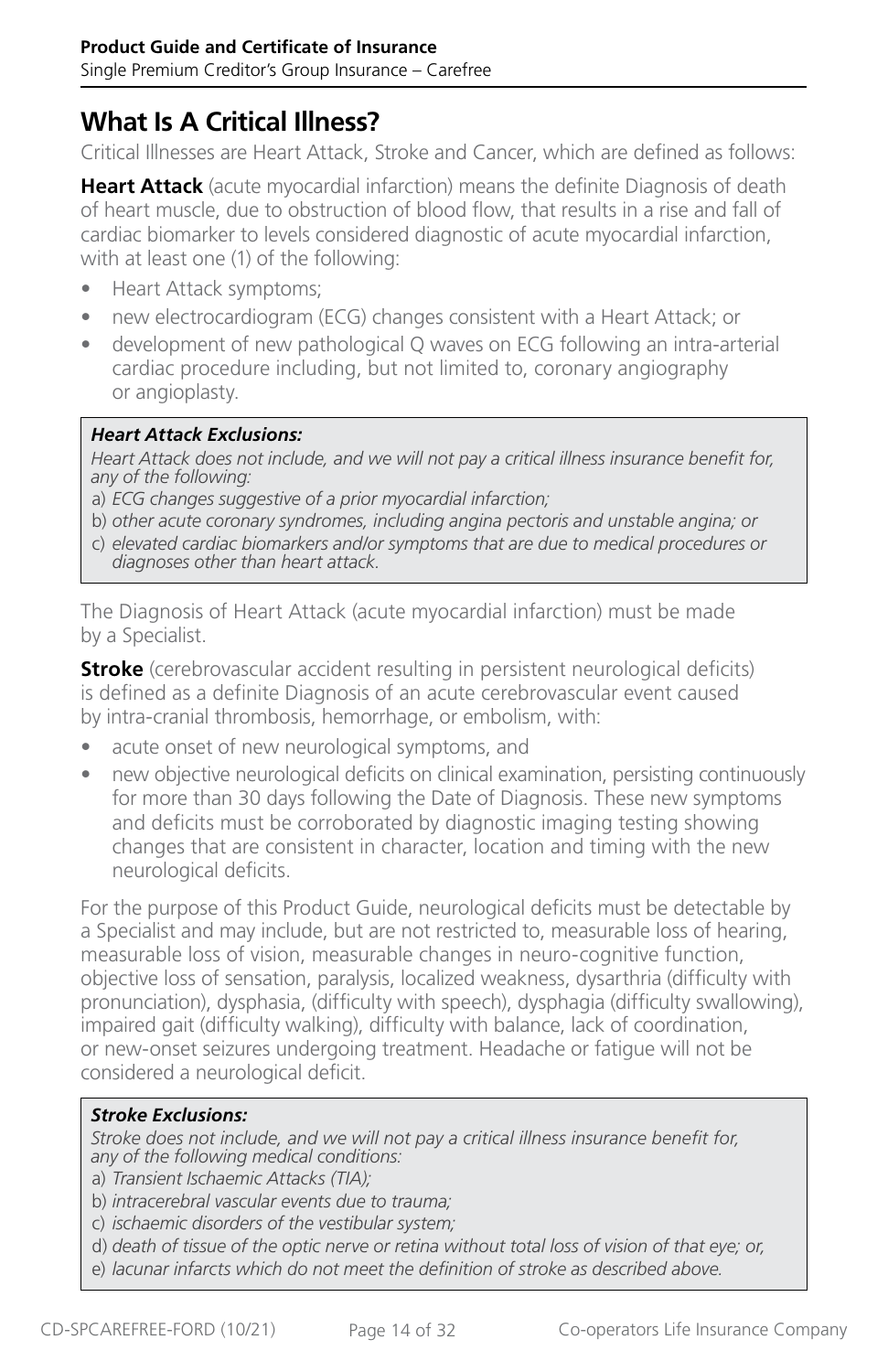## What Is A Critical Illness?

Critical Illnesses are Heart Attack, Stroke and Cancer, which are defined as follows:

**Heart Attack** (acute myocardial infarction) means the definite Diagnosis of death of heart muscle, due to obstruction of blood flow, that results in a rise and fall of cardiac biomarker to levels considered diagnostic of acute myocardial infarction, with at least one (1) of the following:

- Heart Attack symptoms;
- new electrocardiogram (ECG) changes consistent with a Heart Attack; or
- development of new pathological Q waves on ECG following an intra-arterial cardiac procedure including, but not limited to, coronary angiography or angioplasty.

> ***Heart Attack Exclusions:***
>
> *Heart Attack does not include, and we will not pay a critical illness insurance benefit for, any of the following:*
>
> a) *ECG changes suggestive of a prior myocardial infarction;*
>
> b) *other acute coronary syndromes, including angina pectoris and unstable angina; or*
>
> c) *elevated cardiac biomarkers and/or symptoms that are due to medical procedures or diagnoses other than heart attack.*

The Diagnosis of Heart Attack (acute myocardial infarction) must be made by a Specialist.

**Stroke** (cerebrovascular accident resulting in persistent neurological deficits) is defined as a definite Diagnosis of an acute cerebrovascular event caused by intra-cranial thrombosis, hemorrhage, or embolism, with:

- acute onset of new neurological symptoms, and
- new objective neurological deficits on clinical examination, persisting continuously for more than 30 days following the Date of Diagnosis. These new symptoms and deficits must be corroborated by diagnostic imaging testing showing changes that are consistent in character, location and timing with the new neurological deficits.

For the purpose of this Product Guide, neurological deficits must be detectable by a Specialist and may include, but are not restricted to, measurable loss of hearing, measurable loss of vision, measurable changes in neuro-cognitive function, objective loss of sensation, paralysis, localized weakness, dysarthria (difficulty with pronunciation), dysphasia, (difficulty with speech), dysphagia (difficulty swallowing), impaired gait (difficulty walking), difficulty with balance, lack of coordination, or new-onset seizures undergoing treatment. Headache or fatigue will not be considered a neurological deficit.

> ***Stroke Exclusions:***
>
> *Stroke does not include, and we will not pay a critical illness insurance benefit for, any of the following medical conditions:*
>
> a) *Transient Ischaemic Attacks (TIA);*
>
> b) *intracerebral vascular events due to trauma;*
>
> c) *ischaemic disorders of the vestibular system;*
>
> d) *death of tissue of the optic nerve or retina without total loss of vision of that eye; or,*
>
> e) *lacunar infarcts which do not meet the definition of stroke as described above.*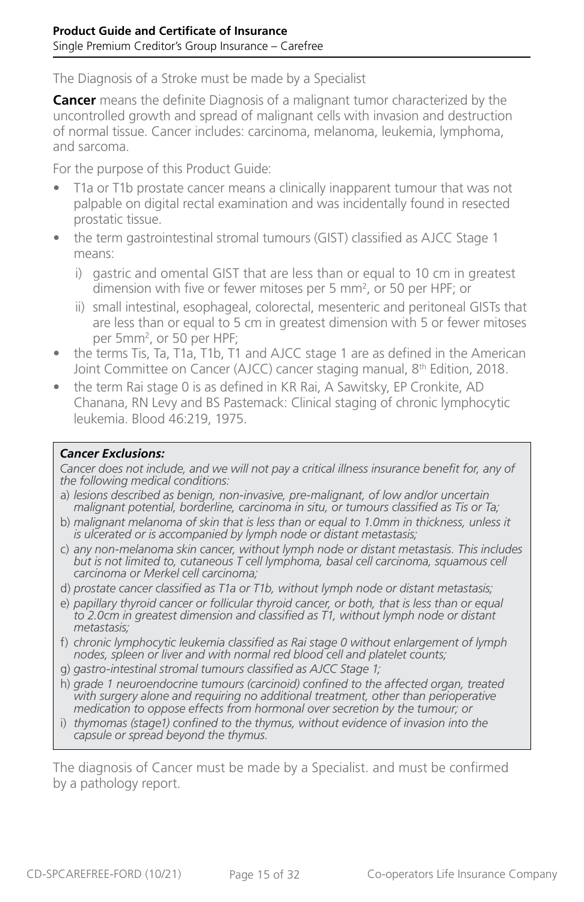The Diagnosis of a Stroke must be made by a Specialist

**Cancer** means the definite Diagnosis of a malignant tumor characterized by the uncontrolled growth and spread of malignant cells with invasion and destruction of normal tissue. Cancer includes: carcinoma, melanoma, leukemia, lymphoma, and sarcoma.

For the purpose of this Product Guide:

- T1a or T1b prostate cancer means a clinically inapparent tumour that was not palpable on digital rectal examination and was incidentally found in resected prostatic tissue.
- the term gastrointestinal stromal tumours (GIST) classified as AJCC Stage 1 means:
  - i) gastric and omental GIST that are less than or equal to 10 cm in greatest dimension with five or fewer mitoses per 5 mm², or 50 per HPF; or
  - ii) small intestinal, esophageal, colorectal, mesenteric and peritoneal GISTs that are less than or equal to 5 cm in greatest dimension with 5 or fewer mitoses per 5mm², or 50 per HPF;
- the terms Tis, Ta, T1a, T1b, T1 and AJCC stage 1 are as defined in the American Joint Committee on Cancer (AJCC) cancer staging manual, 8th Edition, 2018.
- the term Rai stage 0 is as defined in KR Rai, A Sawitsky, EP Cronkite, AD Chanana, RN Levy and BS Pastemack: Clinical staging of chronic lymphocytic leukemia. Blood 46:219, 1975.

***Cancer Exclusions:***

*Cancer does not include, and we will not pay a critical illness insurance benefit for, any of the following medical conditions:*

a) *lesions described as benign, non-invasive, pre-malignant, of low and/or uncertain malignant potential, borderline, carcinoma in situ, or tumours classified as Tis or Ta;*
b) *malignant melanoma of skin that is less than or equal to 1.0mm in thickness, unless it is ulcerated or is accompanied by lymph node or distant metastasis;*
c) *any non-melanoma skin cancer, without lymph node or distant metastasis. This includes but is not limited to, cutaneous T cell lymphoma, basal cell carcinoma, squamous cell carcinoma or Merkel cell carcinoma;*
d) *prostate cancer classified as T1a or T1b, without lymph node or distant metastasis;*
e) *papillary thyroid cancer or follicular thyroid cancer, or both, that is less than or equal to 2.0cm in greatest dimension and classified as T1, without lymph node or distant metastasis;*
f) *chronic lymphocytic leukemia classified as Rai stage 0 without enlargement of lymph nodes, spleen or liver and with normal red blood cell and platelet counts;*
g) *gastro-intestinal stromal tumours classified as AJCC Stage 1;*
h) *grade 1 neuroendocrine tumours (carcinoid) confined to the affected organ, treated with surgery alone and requiring no additional treatment, other than perioperative medication to oppose effects from hormonal over secretion by the tumour; or*
i) *thymomas (stage1) confined to the thymus, without evidence of invasion into the capsule or spread beyond the thymus.*

The diagnosis of Cancer must be made by a Specialist. and must be confirmed by a pathology report.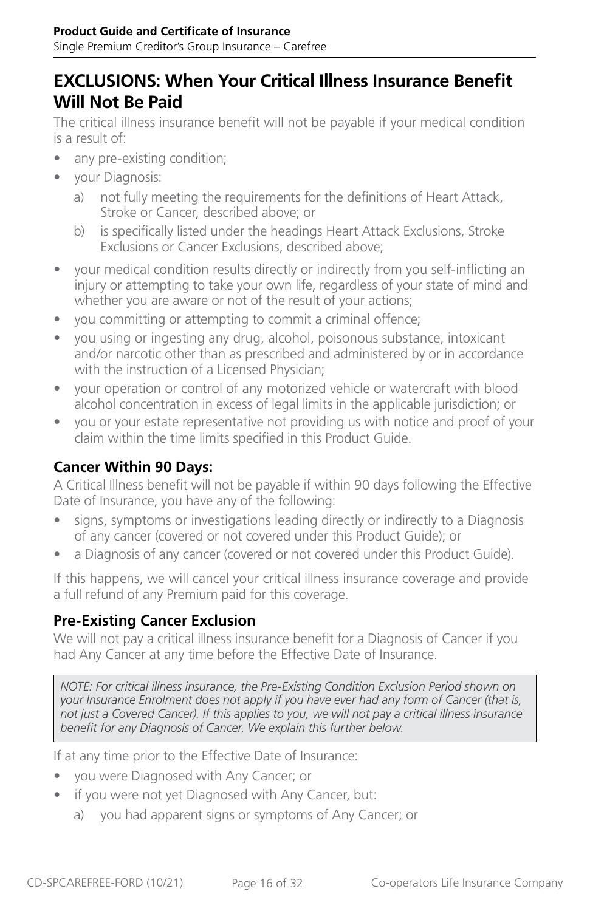## EXCLUSIONS: When Your Critical Illness Insurance Benefit Will Not Be Paid

The critical illness insurance benefit will not be payable if your medical condition is a result of:

- any pre-existing condition;
- your Diagnosis:
  a) not fully meeting the requirements for the definitions of Heart Attack, Stroke or Cancer, described above; or
  b) is specifically listed under the headings Heart Attack Exclusions, Stroke Exclusions or Cancer Exclusions, described above;
- your medical condition results directly or indirectly from you self-inflicting an injury or attempting to take your own life, regardless of your state of mind and whether you are aware or not of the result of your actions;
- you committing or attempting to commit a criminal offence;
- you using or ingesting any drug, alcohol, poisonous substance, intoxicant and/or narcotic other than as prescribed and administered by or in accordance with the instruction of a Licensed Physician;
- your operation or control of any motorized vehicle or watercraft with blood alcohol concentration in excess of legal limits in the applicable jurisdiction; or
- you or your estate representative not providing us with notice and proof of your claim within the time limits specified in this Product Guide.

### Cancer Within 90 Days:

A Critical Illness benefit will not be payable if within 90 days following the Effective Date of Insurance, you have any of the following:

- signs, symptoms or investigations leading directly or indirectly to a Diagnosis of any cancer (covered or not covered under this Product Guide); or
- a Diagnosis of any cancer (covered or not covered under this Product Guide).

If this happens, we will cancel your critical illness insurance coverage and provide a full refund of any Premium paid for this coverage.

### Pre-Existing Cancer Exclusion

We will not pay a critical illness insurance benefit for a Diagnosis of Cancer if you had Any Cancer at any time before the Effective Date of Insurance.

> *NOTE: For critical illness insurance, the Pre-Existing Condition Exclusion Period shown on your Insurance Enrolment does not apply if you have ever had any form of Cancer (that is, not just a Covered Cancer). If this applies to you, we will not pay a critical illness insurance benefit for any Diagnosis of Cancer. We explain this further below.*

If at any time prior to the Effective Date of Insurance:

- you were Diagnosed with Any Cancer; or
- if you were not yet Diagnosed with Any Cancer, but:
  a) you had apparent signs or symptoms of Any Cancer; or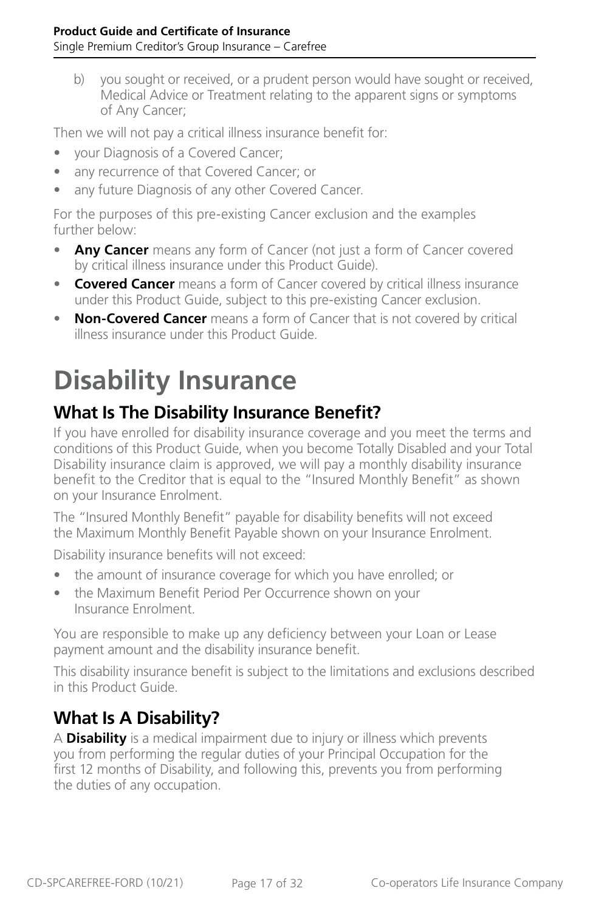b) you sought or received, or a prudent person would have sought or received, Medical Advice or Treatment relating to the apparent signs or symptoms of Any Cancer;

Then we will not pay a critical illness insurance benefit for:

- your Diagnosis of a Covered Cancer;
- any recurrence of that Covered Cancer; or
- any future Diagnosis of any other Covered Cancer.

For the purposes of this pre-existing Cancer exclusion and the examples further below:

- **Any Cancer** means any form of Cancer (not just a form of Cancer covered by critical illness insurance under this Product Guide).
- **Covered Cancer** means a form of Cancer covered by critical illness insurance under this Product Guide, subject to this pre-existing Cancer exclusion.
- **Non-Covered Cancer** means a form of Cancer that is not covered by critical illness insurance under this Product Guide.

# Disability Insurance

## What Is The Disability Insurance Benefit?

If you have enrolled for disability insurance coverage and you meet the terms and conditions of this Product Guide, when you become Totally Disabled and your Total Disability insurance claim is approved, we will pay a monthly disability insurance benefit to the Creditor that is equal to the "Insured Monthly Benefit" as shown on your Insurance Enrolment.

The "Insured Monthly Benefit" payable for disability benefits will not exceed the Maximum Monthly Benefit Payable shown on your Insurance Enrolment.

Disability insurance benefits will not exceed:

- the amount of insurance coverage for which you have enrolled; or
- the Maximum Benefit Period Per Occurrence shown on your Insurance Enrolment.

You are responsible to make up any deficiency between your Loan or Lease payment amount and the disability insurance benefit.

This disability insurance benefit is subject to the limitations and exclusions described in this Product Guide.

## What Is A Disability?

A **Disability** is a medical impairment due to injury or illness which prevents you from performing the regular duties of your Principal Occupation for the first 12 months of Disability, and following this, prevents you from performing the duties of any occupation.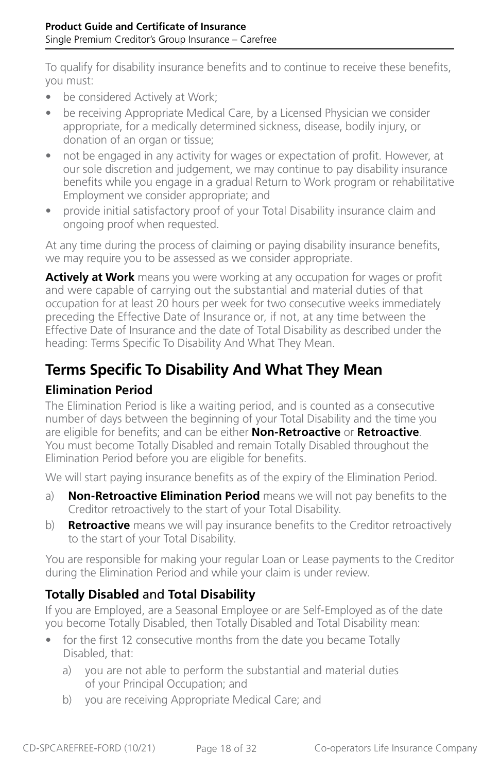To qualify for disability insurance benefits and to continue to receive these benefits, you must:

- be considered Actively at Work;
- be receiving Appropriate Medical Care, by a Licensed Physician we consider appropriate, for a medically determined sickness, disease, bodily injury, or donation of an organ or tissue;
- not be engaged in any activity for wages or expectation of profit. However, at our sole discretion and judgement, we may continue to pay disability insurance benefits while you engage in a gradual Return to Work program or rehabilitative Employment we consider appropriate; and
- provide initial satisfactory proof of your Total Disability insurance claim and ongoing proof when requested.

At any time during the process of claiming or paying disability insurance benefits, we may require you to be assessed as we consider appropriate.

**Actively at Work** means you were working at any occupation for wages or profit and were capable of carrying out the substantial and material duties of that occupation for at least 20 hours per week for two consecutive weeks immediately preceding the Effective Date of Insurance or, if not, at any time between the Effective Date of Insurance and the date of Total Disability as described under the heading: Terms Specific To Disability And What They Mean.

## Terms Specific To Disability And What They Mean

### Elimination Period

The Elimination Period is like a waiting period, and is counted as a consecutive number of days between the beginning of your Total Disability and the time you are eligible for benefits; and can be either **Non-Retroactive** or **Retroactive**. You must become Totally Disabled and remain Totally Disabled throughout the Elimination Period before you are eligible for benefits.

We will start paying insurance benefits as of the expiry of the Elimination Period.

a) **Non-Retroactive Elimination Period** means we will not pay benefits to the Creditor retroactively to the start of your Total Disability.

b) **Retroactive** means we will pay insurance benefits to the Creditor retroactively to the start of your Total Disability.

You are responsible for making your regular Loan or Lease payments to the Creditor during the Elimination Period and while your claim is under review.

### Totally Disabled and Total Disability

If you are Employed, are a Seasonal Employee or are Self-Employed as of the date you become Totally Disabled, then Totally Disabled and Total Disability mean:

- for the first 12 consecutive months from the date you became Totally Disabled, that:
  - a) you are not able to perform the substantial and material duties of your Principal Occupation; and
  - b) you are receiving Appropriate Medical Care; and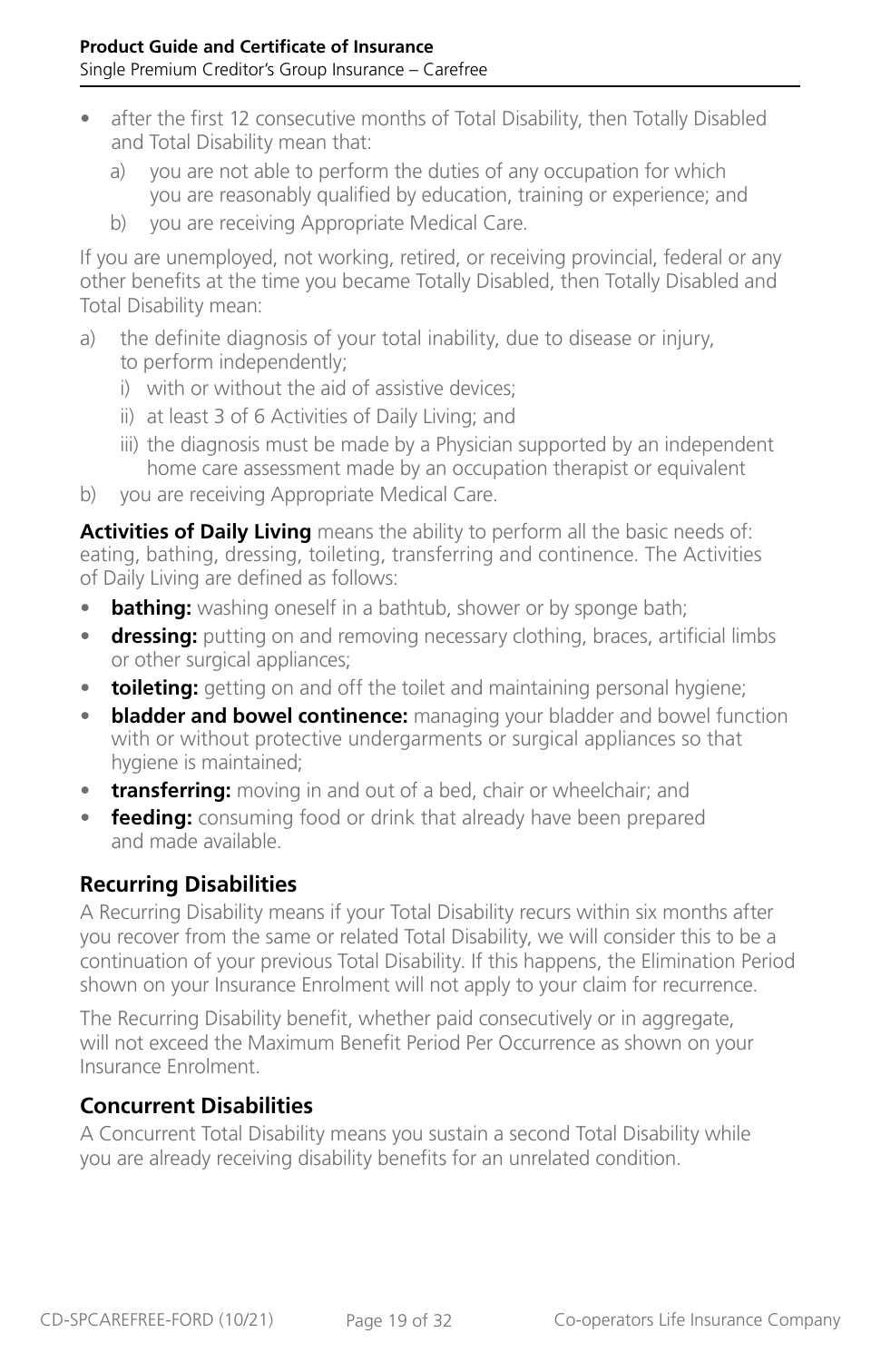- after the first 12 consecutive months of Total Disability, then Totally Disabled and Total Disability mean that:
  a) you are not able to perform the duties of any occupation for which you are reasonably qualified by education, training or experience; and
  b) you are receiving Appropriate Medical Care.

If you are unemployed, not working, retired, or receiving provincial, federal or any other benefits at the time you became Totally Disabled, then Totally Disabled and Total Disability mean:

a) the definite diagnosis of your total inability, due to disease or injury, to perform independently;
   i) with or without the aid of assistive devices;
   ii) at least 3 of 6 Activities of Daily Living; and
   iii) the diagnosis must be made by a Physician supported by an independent home care assessment made by an occupation therapist or equivalent
b) you are receiving Appropriate Medical Care.

**Activities of Daily Living** means the ability to perform all the basic needs of: eating, bathing, dressing, toileting, transferring and continence. The Activities of Daily Living are defined as follows:

- **bathing:** washing oneself in a bathtub, shower or by sponge bath;
- **dressing:** putting on and removing necessary clothing, braces, artificial limbs or other surgical appliances;
- **toileting:** getting on and off the toilet and maintaining personal hygiene;
- **bladder and bowel continence:** managing your bladder and bowel function with or without protective undergarments or surgical appliances so that hygiene is maintained;
- **transferring:** moving in and out of a bed, chair or wheelchair; and
- **feeding:** consuming food or drink that already have been prepared and made available.

## Recurring Disabilities

A Recurring Disability means if your Total Disability recurs within six months after you recover from the same or related Total Disability, we will consider this to be a continuation of your previous Total Disability. If this happens, the Elimination Period shown on your Insurance Enrolment will not apply to your claim for recurrence.

The Recurring Disability benefit, whether paid consecutively or in aggregate, will not exceed the Maximum Benefit Period Per Occurrence as shown on your Insurance Enrolment.

## Concurrent Disabilities

A Concurrent Total Disability means you sustain a second Total Disability while you are already receiving disability benefits for an unrelated condition.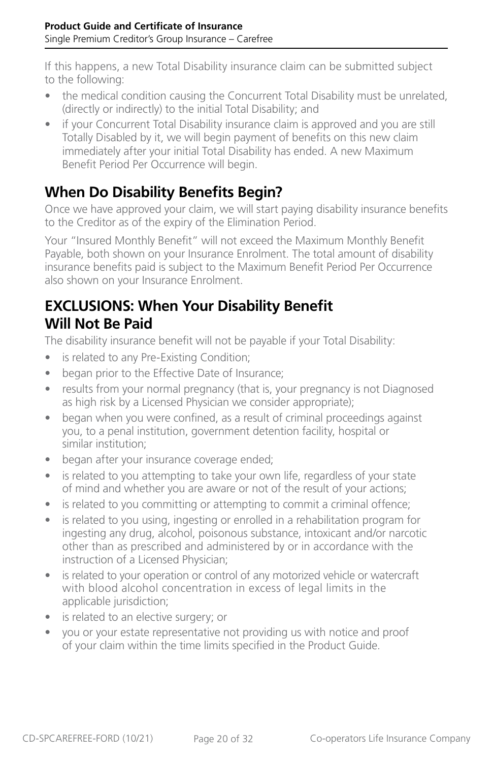If this happens, a new Total Disability insurance claim can be submitted subject to the following:

- the medical condition causing the Concurrent Total Disability must be unrelated, (directly or indirectly) to the initial Total Disability; and
- if your Concurrent Total Disability insurance claim is approved and you are still Totally Disabled by it, we will begin payment of benefits on this new claim immediately after your initial Total Disability has ended. A new Maximum Benefit Period Per Occurrence will begin.

## When Do Disability Benefits Begin?

Once we have approved your claim, we will start paying disability insurance benefits to the Creditor as of the expiry of the Elimination Period.

Your "Insured Monthly Benefit" will not exceed the Maximum Monthly Benefit Payable, both shown on your Insurance Enrolment. The total amount of disability insurance benefits paid is subject to the Maximum Benefit Period Per Occurrence also shown on your Insurance Enrolment.

## EXCLUSIONS: When Your Disability Benefit Will Not Be Paid

The disability insurance benefit will not be payable if your Total Disability:

- is related to any Pre-Existing Condition;
- began prior to the Effective Date of Insurance;
- results from your normal pregnancy (that is, your pregnancy is not Diagnosed as high risk by a Licensed Physician we consider appropriate);
- began when you were confined, as a result of criminal proceedings against you, to a penal institution, government detention facility, hospital or similar institution;
- began after your insurance coverage ended;
- is related to you attempting to take your own life, regardless of your state of mind and whether you are aware or not of the result of your actions;
- is related to you committing or attempting to commit a criminal offence;
- is related to you using, ingesting or enrolled in a rehabilitation program for ingesting any drug, alcohol, poisonous substance, intoxicant and/or narcotic other than as prescribed and administered by or in accordance with the instruction of a Licensed Physician;
- is related to your operation or control of any motorized vehicle or watercraft with blood alcohol concentration in excess of legal limits in the applicable jurisdiction;
- is related to an elective surgery; or
- you or your estate representative not providing us with notice and proof of your claim within the time limits specified in the Product Guide.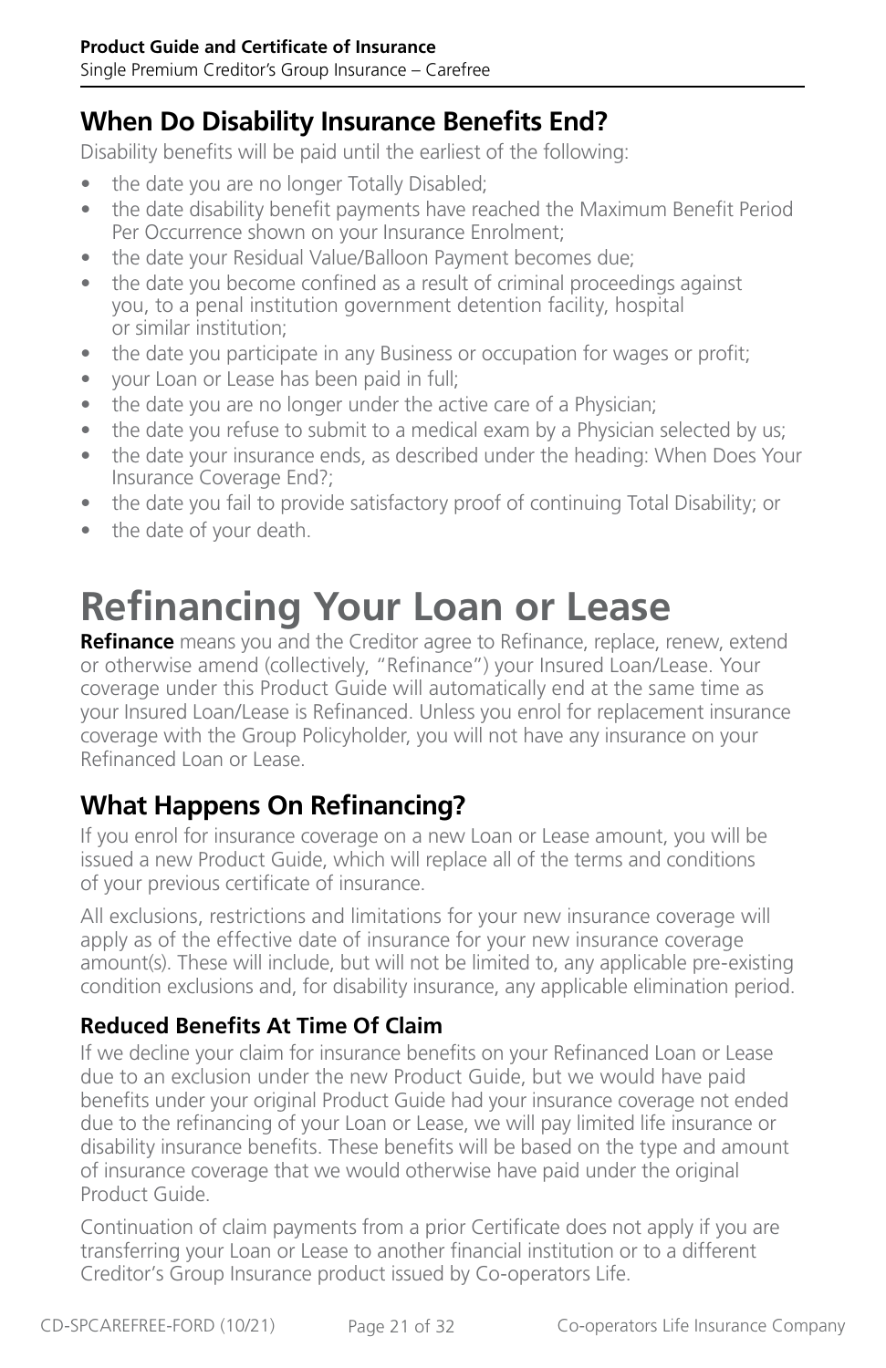## When Do Disability Insurance Benefits End?

Disability benefits will be paid until the earliest of the following:

- the date you are no longer Totally Disabled;
- the date disability benefit payments have reached the Maximum Benefit Period Per Occurrence shown on your Insurance Enrolment;
- the date your Residual Value/Balloon Payment becomes due;
- the date you become confined as a result of criminal proceedings against you, to a penal institution government detention facility, hospital or similar institution;
- the date you participate in any Business or occupation for wages or profit;
- your Loan or Lease has been paid in full;
- the date you are no longer under the active care of a Physician;
- the date you refuse to submit to a medical exam by a Physician selected by us;
- the date your insurance ends, as described under the heading: When Does Your Insurance Coverage End?;
- the date you fail to provide satisfactory proof of continuing Total Disability; or
- the date of your death.

# Refinancing Your Loan or Lease

**Refinance** means you and the Creditor agree to Refinance, replace, renew, extend or otherwise amend (collectively, "Refinance") your Insured Loan/Lease. Your coverage under this Product Guide will automatically end at the same time as your Insured Loan/Lease is Refinanced. Unless you enrol for replacement insurance coverage with the Group Policyholder, you will not have any insurance on your Refinanced Loan or Lease.

## What Happens On Refinancing?

If you enrol for insurance coverage on a new Loan or Lease amount, you will be issued a new Product Guide, which will replace all of the terms and conditions of your previous certificate of insurance.

All exclusions, restrictions and limitations for your new insurance coverage will apply as of the effective date of insurance for your new insurance coverage amount(s). These will include, but will not be limited to, any applicable pre-existing condition exclusions and, for disability insurance, any applicable elimination period.

### Reduced Benefits At Time Of Claim

If we decline your claim for insurance benefits on your Refinanced Loan or Lease due to an exclusion under the new Product Guide, but we would have paid benefits under your original Product Guide had your insurance coverage not ended due to the refinancing of your Loan or Lease, we will pay limited life insurance or disability insurance benefits. These benefits will be based on the type and amount of insurance coverage that we would otherwise have paid under the original Product Guide.

Continuation of claim payments from a prior Certificate does not apply if you are transferring your Loan or Lease to another financial institution or to a different Creditor's Group Insurance product issued by Co-operators Life.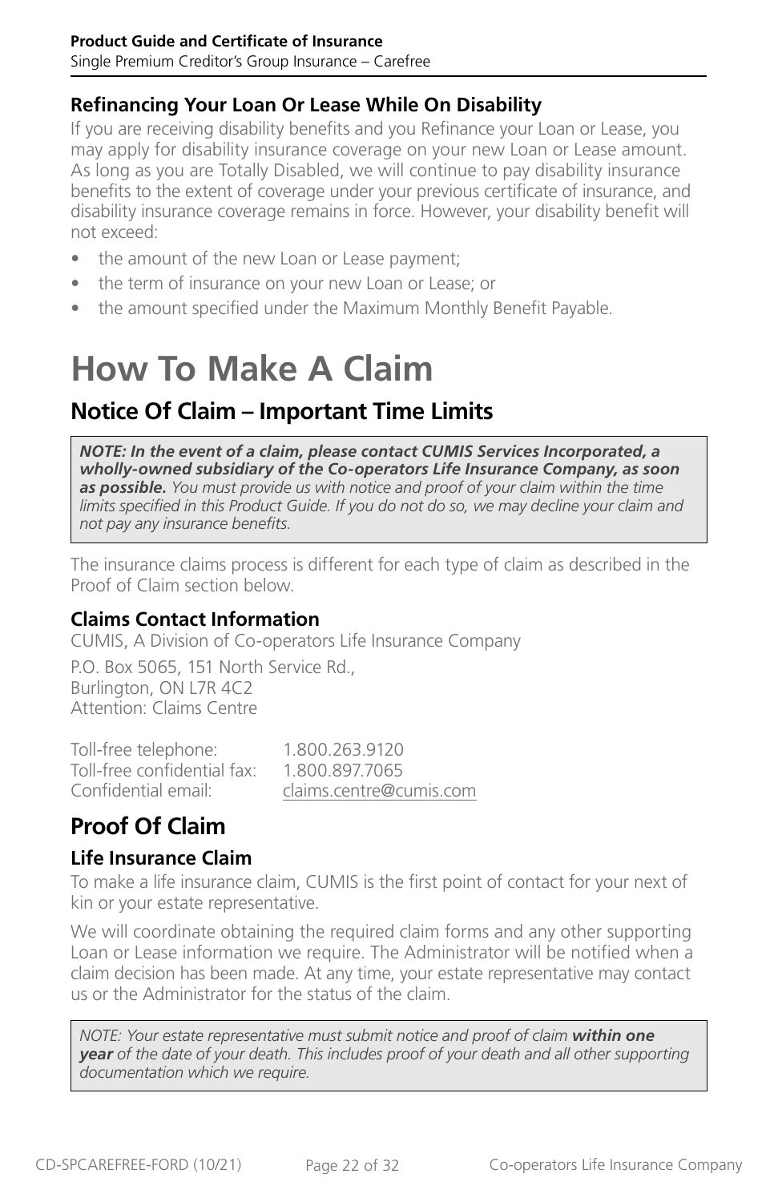### Refinancing Your Loan Or Lease While On Disability

If you are receiving disability benefits and you Refinance your Loan or Lease, you may apply for disability insurance coverage on your new Loan or Lease amount. As long as you are Totally Disabled, we will continue to pay disability insurance benefits to the extent of coverage under your previous certificate of insurance, and disability insurance coverage remains in force. However, your disability benefit will not exceed:

- the amount of the new Loan or Lease payment;
- the term of insurance on your new Loan or Lease; or
- the amount specified under the Maximum Monthly Benefit Payable.

# How To Make A Claim

## Notice Of Claim – Important Time Limits

***NOTE: In the event of a claim, please contact CUMIS Services Incorporated, a wholly-owned subsidiary of the Co-operators Life Insurance Company, as soon as possible.*** *You must provide us with notice and proof of your claim within the time limits specified in this Product Guide. If you do not do so, we may decline your claim and not pay any insurance benefits.*

The insurance claims process is different for each type of claim as described in the Proof of Claim section below.

### Claims Contact Information

CUMIS, A Division of Co-operators Life Insurance Company

P.O. Box 5065, 151 North Service Rd.,
Burlington, ON L7R 4C2
Attention: Claims Centre

Toll-free telephone: 1.800.263.9120
Toll-free confidential fax: 1.800.897.7065
Confidential email: claims.centre@cumis.com

## Proof Of Claim

### Life Insurance Claim

To make a life insurance claim, CUMIS is the first point of contact for your next of kin or your estate representative.

We will coordinate obtaining the required claim forms and any other supporting Loan or Lease information we require. The Administrator will be notified when a claim decision has been made. At any time, your estate representative may contact us or the Administrator for the status of the claim.

*NOTE: Your estate representative must submit notice and proof of claim* ***within one year*** *of the date of your death. This includes proof of your death and all other supporting documentation which we require.*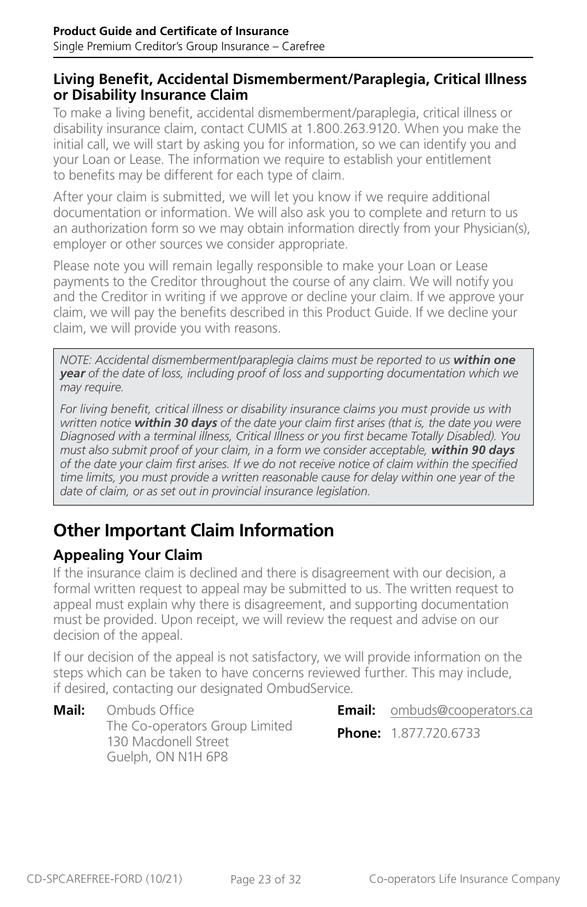### Living Benefit, Accidental Dismemberment/Paraplegia, Critical Illness or Disability Insurance Claim

To make a living benefit, accidental dismemberment/paraplegia, critical illness or disability insurance claim, contact CUMIS at 1.800.263.9120. When you make the initial call, we will start by asking you for information, so we can identify you and your Loan or Lease. The information we require to establish your entitlement to benefits may be different for each type of claim.

After your claim is submitted, we will let you know if we require additional documentation or information. We will also ask you to complete and return to us an authorization form so we may obtain information directly from your Physician(s), employer or other sources we consider appropriate.

Please note you will remain legally responsible to make your Loan or Lease payments to the Creditor throughout the course of any claim. We will notify you and the Creditor in writing if we approve or decline your claim. If we approve your claim, we will pay the benefits described in this Product Guide. If we decline your claim, we will provide you with reasons.

*NOTE: Accidental dismemberment/paraplegia claims must be reported to us* ***within one year*** *of the date of loss, including proof of loss and supporting documentation which we may require.*

*For living benefit, critical illness or disability insurance claims you must provide us with written notice* ***within 30 days*** *of the date your claim first arises (that is, the date you were Diagnosed with a terminal illness, Critical Illness or you first became Totally Disabled). You must also submit proof of your claim, in a form we consider acceptable,* ***within 90 days*** *of the date your claim first arises. If we do not receive notice of claim within the specified time limits, you must provide a written reasonable cause for delay within one year of the date of claim, or as set out in provincial insurance legislation.*

## Other Important Claim Information

### Appealing Your Claim

If the insurance claim is declined and there is disagreement with our decision, a formal written request to appeal may be submitted to us. The written request to appeal must explain why there is disagreement, and supporting documentation must be provided. Upon receipt, we will review the request and advise on our decision of the appeal.

If our decision of the appeal is not satisfactory, we will provide information on the steps which can be taken to have concerns reviewed further. This may include, if desired, contacting our designated OmbudService.

**Mail:** Ombuds Office
The Co-operators Group Limited
130 Macdonell Street
Guelph, ON N1H 6P8

**Email:** ombuds@cooperators.ca

**Phone:** 1.877.720.6733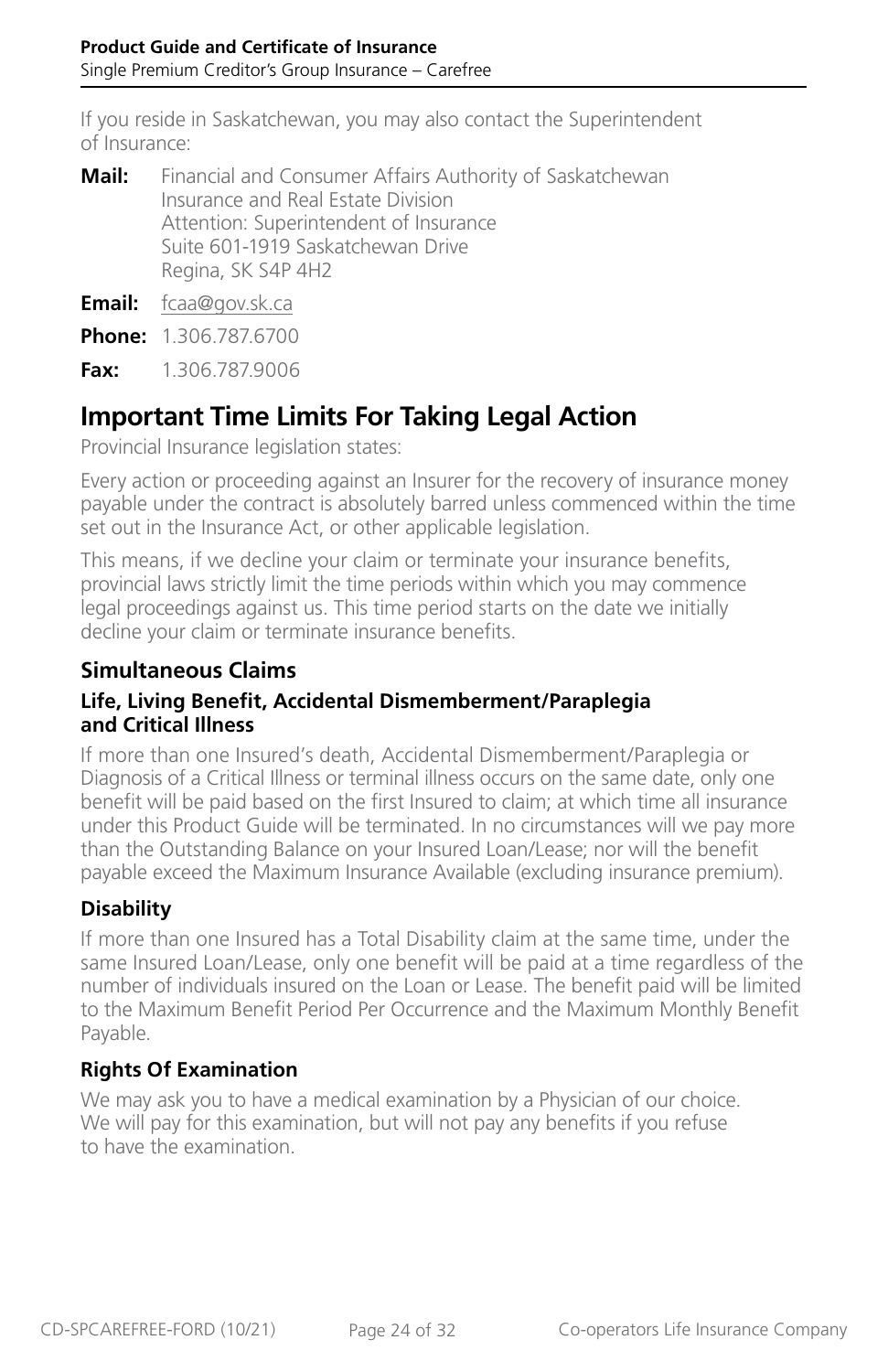If you reside in Saskatchewan, you may also contact the Superintendent of Insurance:

**Mail:** Financial and Consumer Affairs Authority of Saskatchewan
Insurance and Real Estate Division
Attention: Superintendent of Insurance
Suite 601-1919 Saskatchewan Drive
Regina, SK S4P 4H2

**Email:** fcaa@gov.sk.ca

**Phone:** 1.306.787.6700

**Fax:** 1.306.787.9006

## Important Time Limits For Taking Legal Action

Provincial Insurance legislation states:

Every action or proceeding against an Insurer for the recovery of insurance money payable under the contract is absolutely barred unless commenced within the time set out in the Insurance Act, or other applicable legislation.

This means, if we decline your claim or terminate your insurance benefits, provincial laws strictly limit the time periods within which you may commence legal proceedings against us. This time period starts on the date we initially decline your claim or terminate insurance benefits.

### Simultaneous Claims

#### Life, Living Benefit, Accidental Dismemberment/Paraplegia and Critical Illness

If more than one Insured's death, Accidental Dismemberment/Paraplegia or Diagnosis of a Critical Illness or terminal illness occurs on the same date, only one benefit will be paid based on the first Insured to claim; at which time all insurance under this Product Guide will be terminated. In no circumstances will we pay more than the Outstanding Balance on your Insured Loan/Lease; nor will the benefit payable exceed the Maximum Insurance Available (excluding insurance premium).

### Disability

If more than one Insured has a Total Disability claim at the same time, under the same Insured Loan/Lease, only one benefit will be paid at a time regardless of the number of individuals insured on the Loan or Lease. The benefit paid will be limited to the Maximum Benefit Period Per Occurrence and the Maximum Monthly Benefit Payable.

### Rights Of Examination

We may ask you to have a medical examination by a Physician of our choice. We will pay for this examination, but will not pay any benefits if you refuse to have the examination.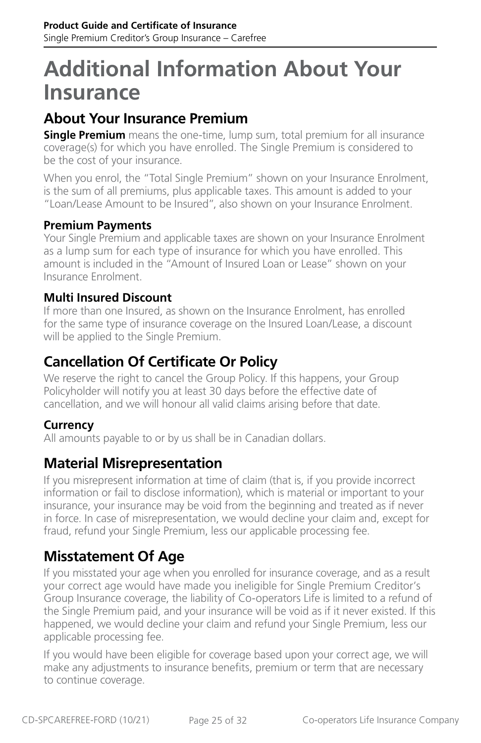# Additional Information About Your Insurance

## About Your Insurance Premium

**Single Premium** means the one-time, lump sum, total premium for all insurance coverage(s) for which you have enrolled. The Single Premium is considered to be the cost of your insurance.

When you enrol, the "Total Single Premium" shown on your Insurance Enrolment, is the sum of all premiums, plus applicable taxes. This amount is added to your "Loan/Lease Amount to be Insured", also shown on your Insurance Enrolment.

### Premium Payments

Your Single Premium and applicable taxes are shown on your Insurance Enrolment as a lump sum for each type of insurance for which you have enrolled. This amount is included in the "Amount of Insured Loan or Lease" shown on your Insurance Enrolment.

### Multi Insured Discount

If more than one Insured, as shown on the Insurance Enrolment, has enrolled for the same type of insurance coverage on the Insured Loan/Lease, a discount will be applied to the Single Premium.

## Cancellation Of Certificate Or Policy

We reserve the right to cancel the Group Policy. If this happens, your Group Policyholder will notify you at least 30 days before the effective date of cancellation, and we will honour all valid claims arising before that date.

### Currency

All amounts payable to or by us shall be in Canadian dollars.

## Material Misrepresentation

If you misrepresent information at time of claim (that is, if you provide incorrect information or fail to disclose information), which is material or important to your insurance, your insurance may be void from the beginning and treated as if never in force. In case of misrepresentation, we would decline your claim and, except for fraud, refund your Single Premium, less our applicable processing fee.

## Misstatement Of Age

If you misstated your age when you enrolled for insurance coverage, and as a result your correct age would have made you ineligible for Single Premium Creditor's Group Insurance coverage, the liability of Co-operators Life is limited to a refund of the Single Premium paid, and your insurance will be void as if it never existed. If this happened, we would decline your claim and refund your Single Premium, less our applicable processing fee.

If you would have been eligible for coverage based upon your correct age, we will make any adjustments to insurance benefits, premium or term that are necessary to continue coverage.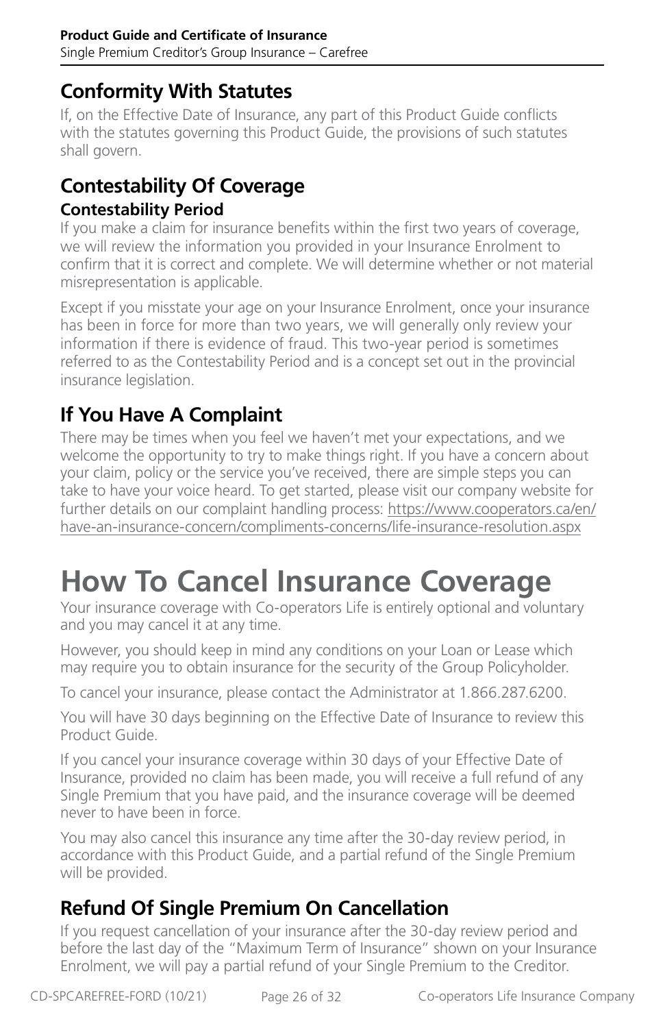## Conformity With Statutes

If, on the Effective Date of Insurance, any part of this Product Guide conflicts with the statutes governing this Product Guide, the provisions of such statutes shall govern.

## Contestability Of Coverage

### Contestability Period

If you make a claim for insurance benefits within the first two years of coverage, we will review the information you provided in your Insurance Enrolment to confirm that it is correct and complete. We will determine whether or not material misrepresentation is applicable.

Except if you misstate your age on your Insurance Enrolment, once your insurance has been in force for more than two years, we will generally only review your information if there is evidence of fraud. This two-year period is sometimes referred to as the Contestability Period and is a concept set out in the provincial insurance legislation.

## If You Have A Complaint

There may be times when you feel we haven't met your expectations, and we welcome the opportunity to try to make things right. If you have a concern about your claim, policy or the service you've received, there are simple steps you can take to have your voice heard. To get started, please visit our company website for further details on our complaint handling process: https://www.cooperators.ca/en/have-an-insurance-concern/compliments-concerns/life-insurance-resolution.aspx

# How To Cancel Insurance Coverage

Your insurance coverage with Co-operators Life is entirely optional and voluntary and you may cancel it at any time.

However, you should keep in mind any conditions on your Loan or Lease which may require you to obtain insurance for the security of the Group Policyholder.

To cancel your insurance, please contact the Administrator at 1.866.287.6200.

You will have 30 days beginning on the Effective Date of Insurance to review this Product Guide.

If you cancel your insurance coverage within 30 days of your Effective Date of Insurance, provided no claim has been made, you will receive a full refund of any Single Premium that you have paid, and the insurance coverage will be deemed never to have been in force.

You may also cancel this insurance any time after the 30-day review period, in accordance with this Product Guide, and a partial refund of the Single Premium will be provided.

## Refund Of Single Premium On Cancellation

If you request cancellation of your insurance after the 30-day review period and before the last day of the "Maximum Term of Insurance" shown on your Insurance Enrolment, we will pay a partial refund of your Single Premium to the Creditor.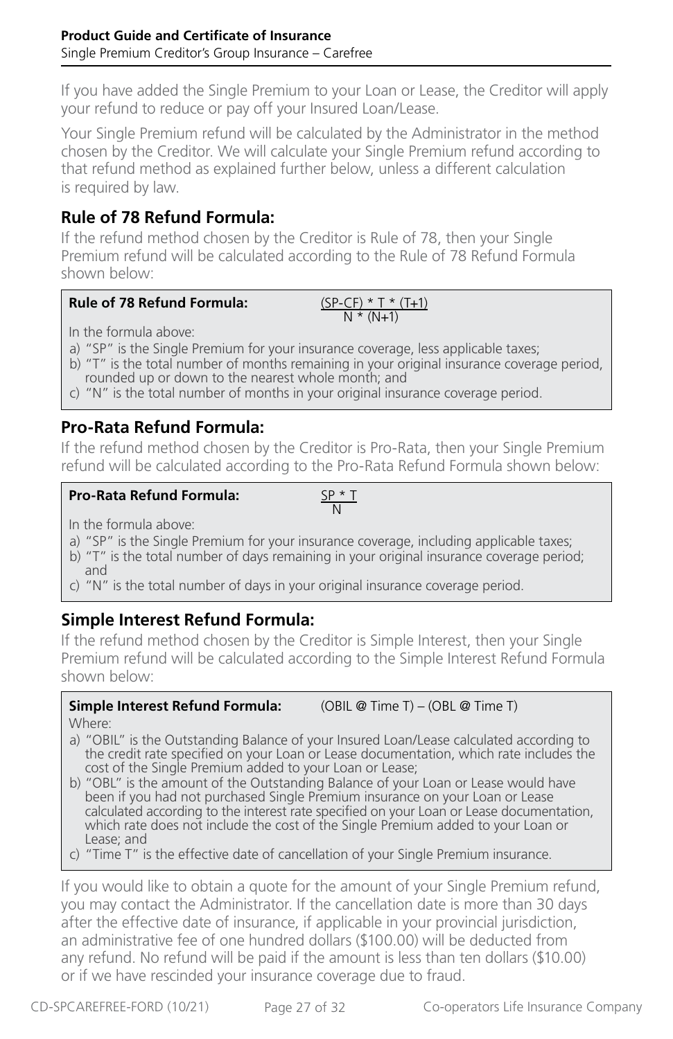If you have added the Single Premium to your Loan or Lease, the Creditor will apply your refund to reduce or pay off your Insured Loan/Lease.

Your Single Premium refund will be calculated by the Administrator in the method chosen by the Creditor. We will calculate your Single Premium refund according to that refund method as explained further below, unless a different calculation is required by law.

## Rule of 78 Refund Formula:

If the refund method chosen by the Creditor is Rule of 78, then your Single Premium refund will be calculated according to the Rule of 78 Refund Formula shown below:

**Rule of 78 Refund Formula:** $$\frac{(SP-CF) * T * (T+1)}{N * (N+1)}$$

In the formula above:

a) "SP" is the Single Premium for your insurance coverage, less applicable taxes;
b) "T" is the total number of months remaining in your original insurance coverage period, rounded up or down to the nearest whole month; and
c) "N" is the total number of months in your original insurance coverage period.

## Pro-Rata Refund Formula:

If the refund method chosen by the Creditor is Pro-Rata, then your Single Premium refund will be calculated according to the Pro-Rata Refund Formula shown below:

**Pro-Rata Refund Formula:** $$\frac{SP * T}{N}$$

In the formula above:

a) "SP" is the Single Premium for your insurance coverage, including applicable taxes;
b) "T" is the total number of days remaining in your original insurance coverage period; and
c) "N" is the total number of days in your original insurance coverage period.

## Simple Interest Refund Formula:

If the refund method chosen by the Creditor is Simple Interest, then your Single Premium refund will be calculated according to the Simple Interest Refund Formula shown below:

**Simple Interest Refund Formula:** (OBIL @ Time T) – (OBL @ Time T)

Where:

a) "OBIL" is the Outstanding Balance of your Insured Loan/Lease calculated according to the credit rate specified on your Loan or Lease documentation, which rate includes the cost of the Single Premium added to your Loan or Lease;
b) "OBL" is the amount of the Outstanding Balance of your Loan or Lease would have been if you had not purchased Single Premium insurance on your Loan or Lease calculated according to the interest rate specified on your Loan or Lease documentation, which rate does not include the cost of the Single Premium added to your Loan or Lease; and
c) "Time T" is the effective date of cancellation of your Single Premium insurance.

If you would like to obtain a quote for the amount of your Single Premium refund, you may contact the Administrator. If the cancellation date is more than 30 days after the effective date of insurance, if applicable in your provincial jurisdiction, an administrative fee of one hundred dollars ($100.00) will be deducted from any refund. No refund will be paid if the amount is less than ten dollars ($10.00) or if we have rescinded your insurance coverage due to fraud.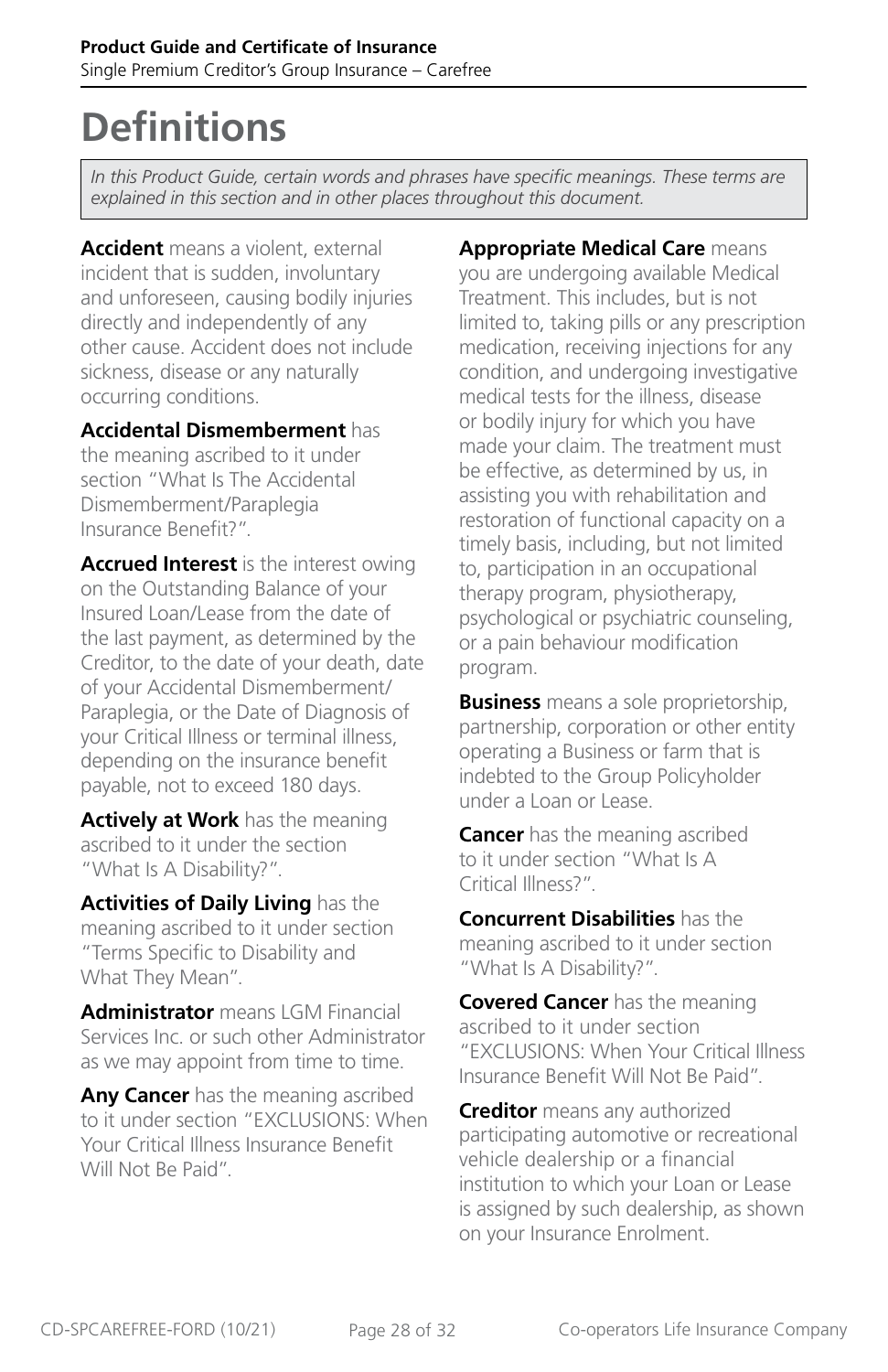# Definitions

*In this Product Guide, certain words and phrases have specific meanings. These terms are explained in this section and in other places throughout this document.*

**Accident** means a violent, external incident that is sudden, involuntary and unforeseen, causing bodily injuries directly and independently of any other cause. Accident does not include sickness, disease or any naturally occurring conditions.

**Accidental Dismemberment** has the meaning ascribed to it under section "What Is The Accidental Dismemberment/Paraplegia Insurance Benefit?".

**Accrued Interest** is the interest owing on the Outstanding Balance of your Insured Loan/Lease from the date of the last payment, as determined by the Creditor, to the date of your death, date of your Accidental Dismemberment/ Paraplegia, or the Date of Diagnosis of your Critical Illness or terminal illness, depending on the insurance benefit payable, not to exceed 180 days.

**Actively at Work** has the meaning ascribed to it under the section "What Is A Disability?".

**Activities of Daily Living** has the meaning ascribed to it under section "Terms Specific to Disability and What They Mean".

**Administrator** means LGM Financial Services Inc. or such other Administrator as we may appoint from time to time.

**Any Cancer** has the meaning ascribed to it under section "EXCLUSIONS: When Your Critical Illness Insurance Benefit Will Not Be Paid".

**Appropriate Medical Care** means you are undergoing available Medical Treatment. This includes, but is not limited to, taking pills or any prescription medication, receiving injections for any condition, and undergoing investigative medical tests for the illness, disease or bodily injury for which you have made your claim. The treatment must be effective, as determined by us, in assisting you with rehabilitation and restoration of functional capacity on a timely basis, including, but not limited to, participation in an occupational therapy program, physiotherapy, psychological or psychiatric counseling, or a pain behaviour modification program.

**Business** means a sole proprietorship, partnership, corporation or other entity operating a Business or farm that is indebted to the Group Policyholder under a Loan or Lease.

**Cancer** has the meaning ascribed to it under section "What Is A Critical Illness?".

**Concurrent Disabilities** has the meaning ascribed to it under section "What Is A Disability?".

**Covered Cancer** has the meaning ascribed to it under section "EXCLUSIONS: When Your Critical Illness Insurance Benefit Will Not Be Paid".

**Creditor** means any authorized participating automotive or recreational vehicle dealership or a financial institution to which your Loan or Lease is assigned by such dealership, as shown on your Insurance Enrolment.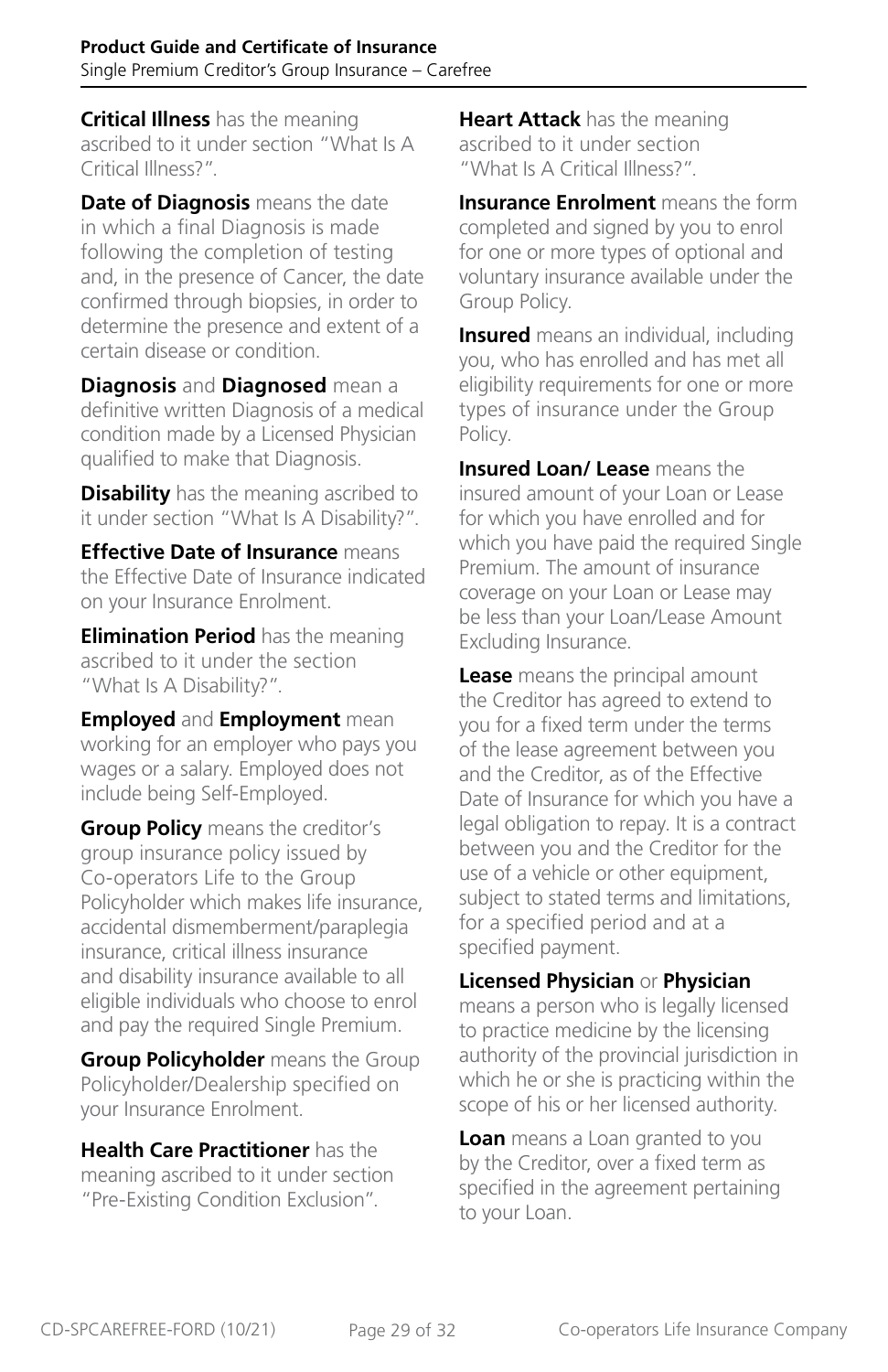**Critical Illness** has the meaning ascribed to it under section "What Is A Critical Illness?".

**Date of Diagnosis** means the date in which a final Diagnosis is made following the completion of testing and, in the presence of Cancer, the date confirmed through biopsies, in order to determine the presence and extent of a certain disease or condition.

**Diagnosis** and **Diagnosed** mean a definitive written Diagnosis of a medical condition made by a Licensed Physician qualified to make that Diagnosis.

**Disability** has the meaning ascribed to it under section "What Is A Disability?".

**Effective Date of Insurance** means the Effective Date of Insurance indicated on your Insurance Enrolment.

**Elimination Period** has the meaning ascribed to it under the section "What Is A Disability?".

**Employed** and **Employment** mean working for an employer who pays you wages or a salary. Employed does not include being Self-Employed.

**Group Policy** means the creditor's group insurance policy issued by Co-operators Life to the Group Policyholder which makes life insurance, accidental dismemberment/paraplegia insurance, critical illness insurance and disability insurance available to all eligible individuals who choose to enrol and pay the required Single Premium.

**Group Policyholder** means the Group Policyholder/Dealership specified on your Insurance Enrolment.

**Health Care Practitioner** has the meaning ascribed to it under section "Pre-Existing Condition Exclusion".

**Heart Attack** has the meaning ascribed to it under section "What Is A Critical Illness?".

**Insurance Enrolment** means the form completed and signed by you to enrol for one or more types of optional and voluntary insurance available under the Group Policy.

**Insured** means an individual, including you, who has enrolled and has met all eligibility requirements for one or more types of insurance under the Group Policy.

**Insured Loan/ Lease** means the insured amount of your Loan or Lease for which you have enrolled and for which you have paid the required Single Premium. The amount of insurance coverage on your Loan or Lease may be less than your Loan/Lease Amount Excluding Insurance.

**Lease** means the principal amount the Creditor has agreed to extend to you for a fixed term under the terms of the lease agreement between you and the Creditor, as of the Effective Date of Insurance for which you have a legal obligation to repay. It is a contract between you and the Creditor for the use of a vehicle or other equipment, subject to stated terms and limitations, for a specified period and at a specified payment.

**Licensed Physician** or **Physician** means a person who is legally licensed to practice medicine by the licensing authority of the provincial jurisdiction in which he or she is practicing within the scope of his or her licensed authority.

**Loan** means a Loan granted to you by the Creditor, over a fixed term as specified in the agreement pertaining to your Loan.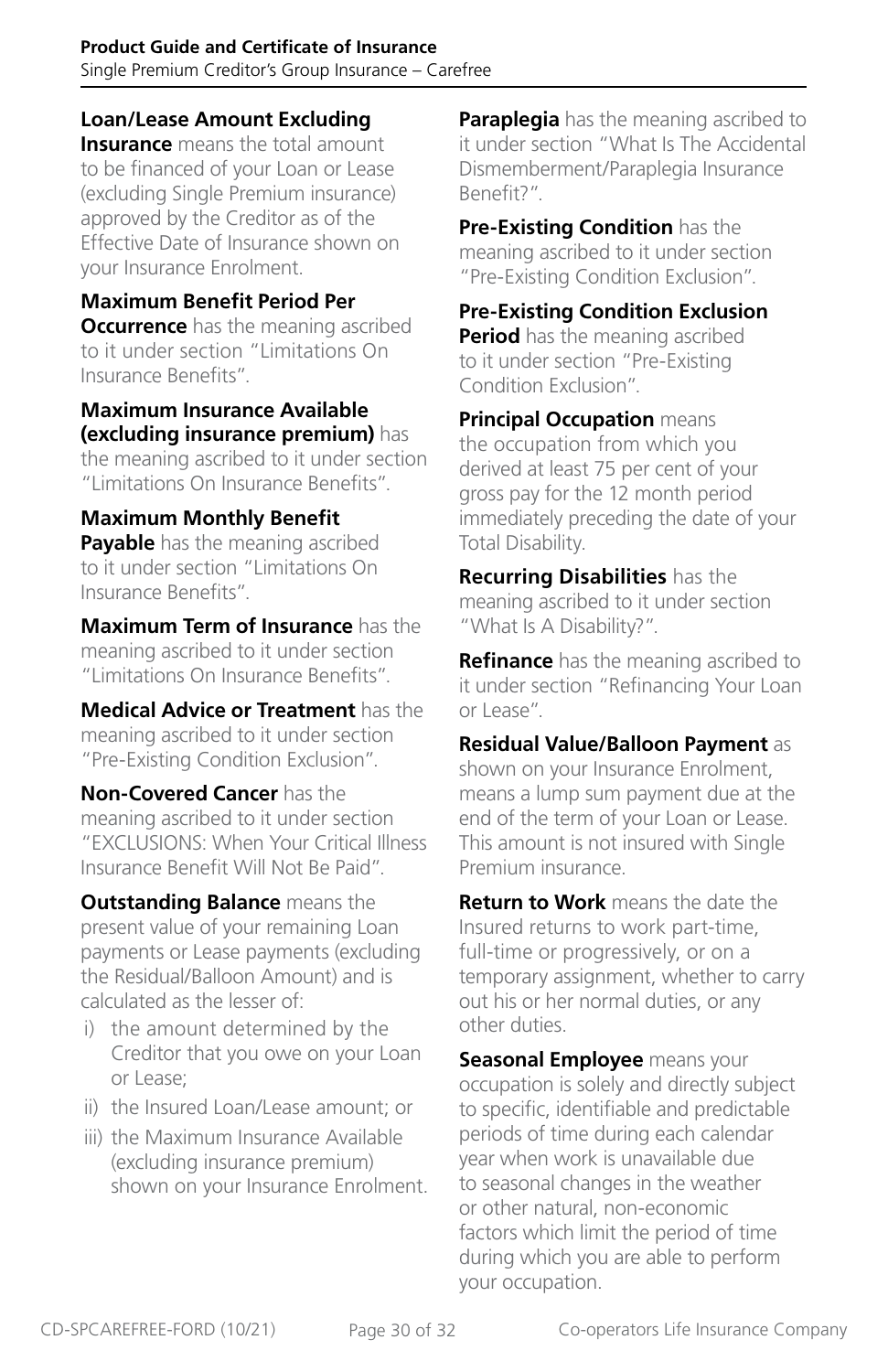**Loan/Lease Amount Excluding Insurance** means the total amount to be financed of your Loan or Lease (excluding Single Premium insurance) approved by the Creditor as of the Effective Date of Insurance shown on your Insurance Enrolment.

**Maximum Benefit Period Per Occurrence** has the meaning ascribed to it under section "Limitations On Insurance Benefits".

**Maximum Insurance Available (excluding insurance premium)** has the meaning ascribed to it under section "Limitations On Insurance Benefits".

**Maximum Monthly Benefit Payable** has the meaning ascribed to it under section "Limitations On Insurance Benefits".

**Maximum Term of Insurance** has the meaning ascribed to it under section "Limitations On Insurance Benefits".

**Medical Advice or Treatment** has the meaning ascribed to it under section "Pre-Existing Condition Exclusion".

**Non-Covered Cancer** has the meaning ascribed to it under section "EXCLUSIONS: When Your Critical Illness Insurance Benefit Will Not Be Paid".

**Outstanding Balance** means the present value of your remaining Loan payments or Lease payments (excluding the Residual/Balloon Amount) and is calculated as the lesser of:

i) the amount determined by the Creditor that you owe on your Loan or Lease;
ii) the Insured Loan/Lease amount; or
iii) the Maximum Insurance Available (excluding insurance premium) shown on your Insurance Enrolment.

**Paraplegia** has the meaning ascribed to it under section "What Is The Accidental Dismemberment/Paraplegia Insurance Benefit?".

**Pre-Existing Condition** has the meaning ascribed to it under section "Pre-Existing Condition Exclusion".

**Pre-Existing Condition Exclusion Period** has the meaning ascribed to it under section "Pre-Existing Condition Exclusion".

**Principal Occupation** means the occupation from which you derived at least 75 per cent of your gross pay for the 12 month period immediately preceding the date of your Total Disability.

**Recurring Disabilities** has the meaning ascribed to it under section "What Is A Disability?".

**Refinance** has the meaning ascribed to it under section "Refinancing Your Loan or Lease".

**Residual Value/Balloon Payment** as shown on your Insurance Enrolment, means a lump sum payment due at the end of the term of your Loan or Lease. This amount is not insured with Single Premium insurance.

**Return to Work** means the date the Insured returns to work part-time, full-time or progressively, or on a temporary assignment, whether to carry out his or her normal duties, or any other duties.

**Seasonal Employee** means your occupation is solely and directly subject to specific, identifiable and predictable periods of time during each calendar year when work is unavailable due to seasonal changes in the weather or other natural, non-economic factors which limit the period of time during which you are able to perform your occupation.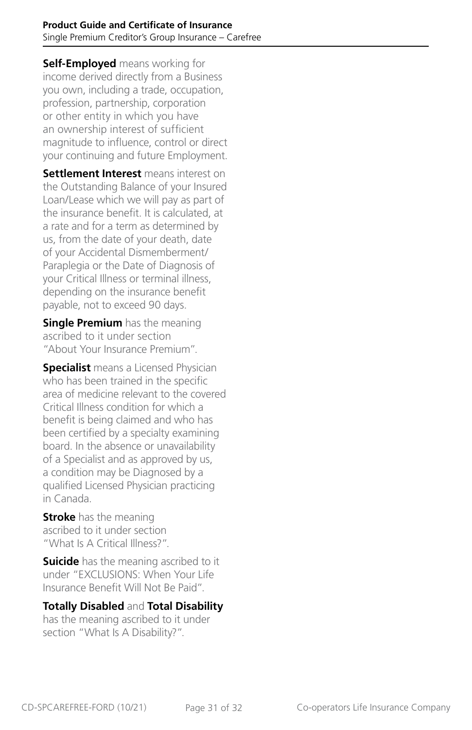**Self-Employed** means working for income derived directly from a Business you own, including a trade, occupation, profession, partnership, corporation or other entity in which you have an ownership interest of sufficient magnitude to influence, control or direct your continuing and future Employment.

**Settlement Interest** means interest on the Outstanding Balance of your Insured Loan/Lease which we will pay as part of the insurance benefit. It is calculated, at a rate and for a term as determined by us, from the date of your death, date of your Accidental Dismemberment/Paraplegia or the Date of Diagnosis of your Critical Illness or terminal illness, depending on the insurance benefit payable, not to exceed 90 days.

**Single Premium** has the meaning ascribed to it under section "About Your Insurance Premium".

**Specialist** means a Licensed Physician who has been trained in the specific area of medicine relevant to the covered Critical Illness condition for which a benefit is being claimed and who has been certified by a specialty examining board. In the absence or unavailability of a Specialist and as approved by us, a condition may be Diagnosed by a qualified Licensed Physician practicing in Canada.

**Stroke** has the meaning ascribed to it under section "What Is A Critical Illness?".

**Suicide** has the meaning ascribed to it under "EXCLUSIONS: When Your Life Insurance Benefit Will Not Be Paid".

**Totally Disabled** and **Total Disability** has the meaning ascribed to it under section "What Is A Disability?".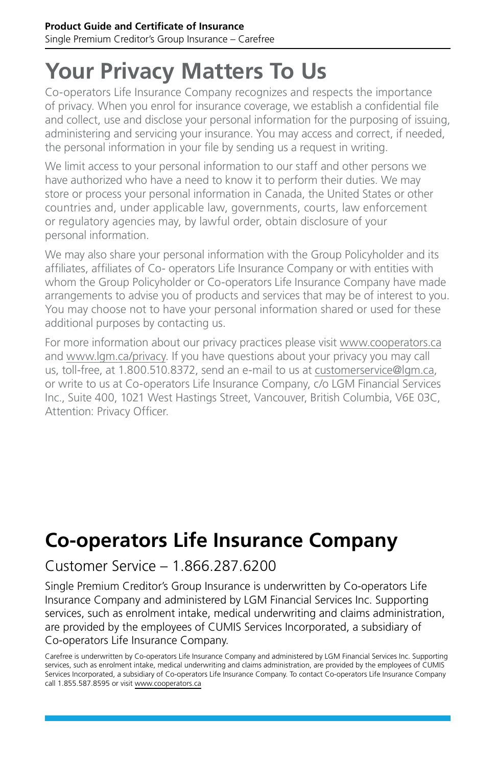# Your Privacy Matters To Us

Co-operators Life Insurance Company recognizes and respects the importance of privacy. When you enrol for insurance coverage, we establish a confidential file and collect, use and disclose your personal information for the purposing of issuing, administering and servicing your insurance. You may access and correct, if needed, the personal information in your file by sending us a request in writing.

We limit access to your personal information to our staff and other persons we have authorized who have a need to know it to perform their duties. We may store or process your personal information in Canada, the United States or other countries and, under applicable law, governments, courts, law enforcement or regulatory agencies may, by lawful order, obtain disclosure of your personal information.

We may also share your personal information with the Group Policyholder and its affiliates, affiliates of Co- operators Life Insurance Company or with entities with whom the Group Policyholder or Co-operators Life Insurance Company have made arrangements to advise you of products and services that may be of interest to you. You may choose not to have your personal information shared or used for these additional purposes by contacting us.

For more information about our privacy practices please visit www.cooperators.ca and www.lgm.ca/privacy. If you have questions about your privacy you may call us, toll-free, at 1.800.510.8372, send an e-mail to us at customerservice@lgm.ca, or write to us at Co-operators Life Insurance Company, c/o LGM Financial Services Inc., Suite 400, 1021 West Hastings Street, Vancouver, British Columbia, V6E 03C, Attention: Privacy Officer.

# Co-operators Life Insurance Company

## Customer Service – 1.866.287.6200

Single Premium Creditor's Group Insurance is underwritten by Co-operators Life Insurance Company and administered by LGM Financial Services Inc. Supporting services, such as enrolment intake, medical underwriting and claims administration, are provided by the employees of CUMIS Services Incorporated, a subsidiary of Co-operators Life Insurance Company.

Carefree is underwritten by Co-operators Life Insurance Company and administered by LGM Financial Services Inc. Supporting services, such as enrolment intake, medical underwriting and claims administration, are provided by the employees of CUMIS Services Incorporated, a subsidiary of Co-operators Life Insurance Company. To contact Co-operators Life Insurance Company call 1.855.587.8595 or visit www.cooperators.ca